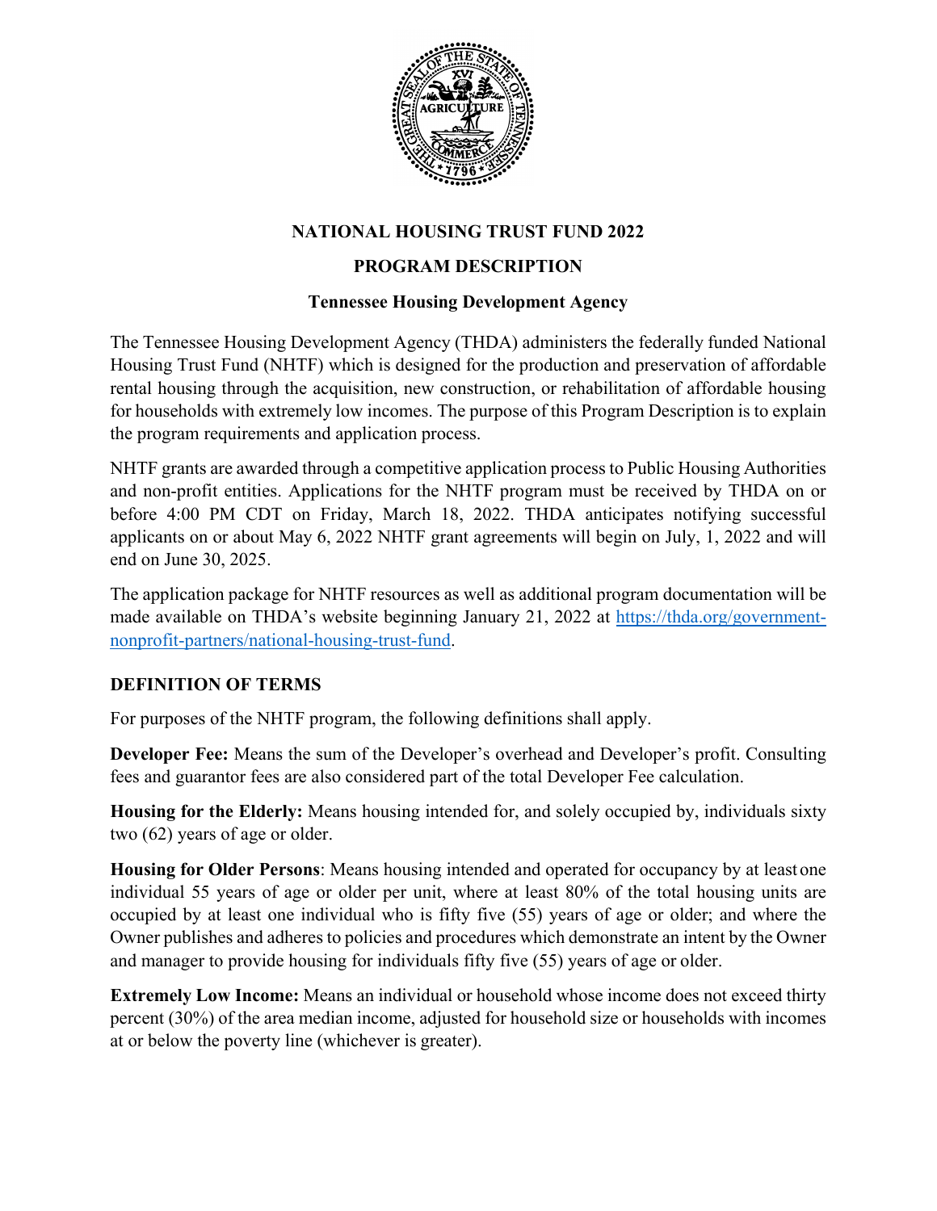# NATIONAL HOUSING TRUST FUND 2022

## PROGRAM DESCRIPTION

### Tennessee Housing Development Agency

The Tennessee Housing Development Agency (THDA) administers the federally funded National Housing Trust Fund (NHTF) which is designed for the production and preservation of affordable rental housing through the acquisition, new construction, or rehabilitation of affordable housing for households with extremely low incomes. The purpose of this Program Description is to explain the program requirements and application process.

NHTF grants are awarded through a competitive application process to Public Housing Authorities and non-profit entities. Applications for the NHTF program must be received by THDA on or before 4:00 PM CDT on Friday, March 18, 2022. THDA anticipates notifying successful applicants on or about May 6, 2022 NHTF grant agreements will begin on July, 1, 2022 and will end on June 30, 2025.

The application package for NHTF resources as well as additional program documentation will be made available on THDA's website beginning January 21, 2022 at [https://thda.org/government-nonprofit-partners/national-housing-trust-fund](https://thda.org/government-nonprofit-partners/national-housing-trust-fund).

## DEFINITION OF TERMS

For purposes of the NHTF program, the following definitions shall apply.

**Developer Fee:** Means the sum of the Developer's overhead and Developer's profit. Consulting fees and guarantor fees are also considered part of the total Developer Fee calculation.

**Housing for the Elderly:** Means housing intended for, and solely occupied by, individuals sixty two (62) years of age or older.

**Housing for Older Persons**: Means housing intended and operated for occupancy by at least one individual 55 years of age or older per unit, where at least 80% of the total housing units are occupied by at least one individual who is fifty five (55) years of age or older; and where the Owner publishes and adheres to policies and procedures which demonstrate an intent by the Owner and manager to provide housing for individuals fifty five (55) years of age or older.

**Extremely Low Income:** Means an individual or household whose income does not exceed thirty percent (30%) of the area median income, adjusted for household size or households with incomes at or below the poverty line (whichever is greater).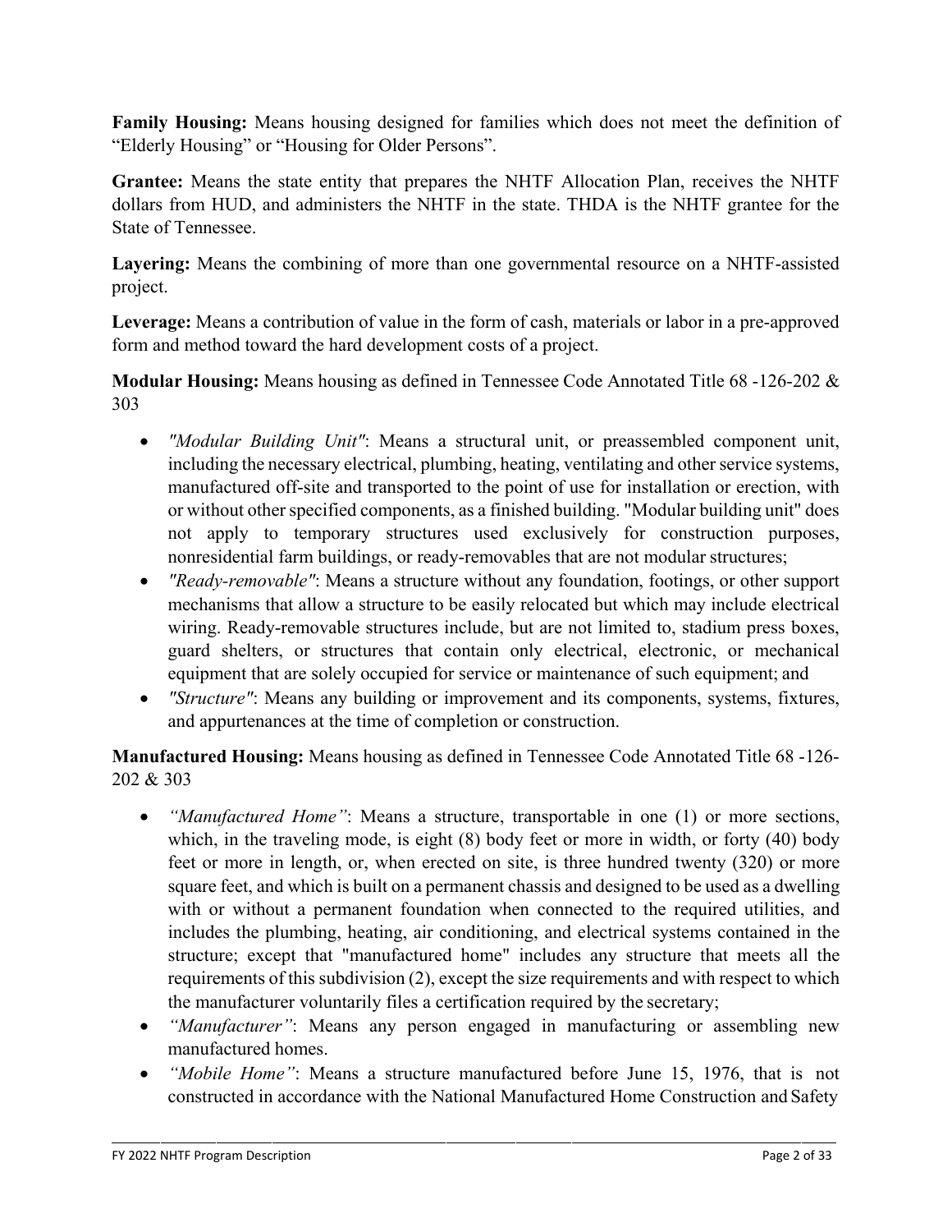**Family Housing:** Means housing designed for families which does not meet the definition of "Elderly Housing" or "Housing for Older Persons".

**Grantee:** Means the state entity that prepares the NHTF Allocation Plan, receives the NHTF dollars from HUD, and administers the NHTF in the state. THDA is the NHTF grantee for the State of Tennessee.

**Layering:** Means the combining of more than one governmental resource on a NHTF-assisted project.

**Leverage:** Means a contribution of value in the form of cash, materials or labor in a pre-approved form and method toward the hard development costs of a project.

**Modular Housing:** Means housing as defined in Tennessee Code Annotated Title 68 -126-202 & 303

- *"Modular Building Unit"*: Means a structural unit, or preassembled component unit, including the necessary electrical, plumbing, heating, ventilating and other service systems, manufactured off-site and transported to the point of use for installation or erection, with or without other specified components, as a finished building. "Modular building unit" does not apply to temporary structures used exclusively for construction purposes, nonresidential farm buildings, or ready-removables that are not modular structures;
- *"Ready-removable"*: Means a structure without any foundation, footings, or other support mechanisms that allow a structure to be easily relocated but which may include electrical wiring. Ready-removable structures include, but are not limited to, stadium press boxes, guard shelters, or structures that contain only electrical, electronic, or mechanical equipment that are solely occupied for service or maintenance of such equipment; and
- *"Structure"*: Means any building or improvement and its components, systems, fixtures, and appurtenances at the time of completion or construction.

**Manufactured Housing:** Means housing as defined in Tennessee Code Annotated Title 68 -126-202 & 303

- *"Manufactured Home"*: Means a structure, transportable in one (1) or more sections, which, in the traveling mode, is eight (8) body feet or more in width, or forty (40) body feet or more in length, or, when erected on site, is three hundred twenty (320) or more square feet, and which is built on a permanent chassis and designed to be used as a dwelling with or without a permanent foundation when connected to the required utilities, and includes the plumbing, heating, air conditioning, and electrical systems contained in the structure; except that "manufactured home" includes any structure that meets all the requirements of this subdivision (2), except the size requirements and with respect to which the manufacturer voluntarily files a certification required by the secretary;
- *"Manufacturer"*: Means any person engaged in manufacturing or assembling new manufactured homes.
- *"Mobile Home"*: Means a structure manufactured before June 15, 1976, that is not constructed in accordance with the National Manufactured Home Construction and Safety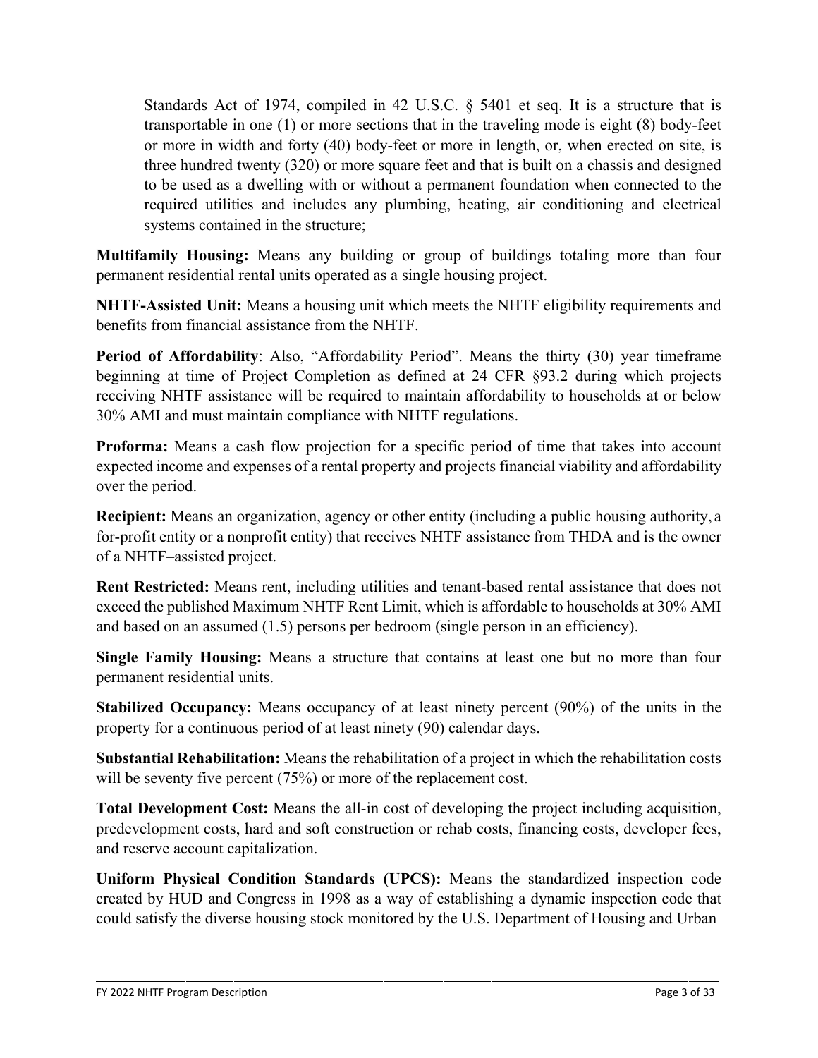Standards Act of 1974, compiled in 42 U.S.C. § 5401 et seq. It is a structure that is transportable in one (1) or more sections that in the traveling mode is eight (8) body-feet or more in width and forty (40) body-feet or more in length, or, when erected on site, is three hundred twenty (320) or more square feet and that is built on a chassis and designed to be used as a dwelling with or without a permanent foundation when connected to the required utilities and includes any plumbing, heating, air conditioning and electrical systems contained in the structure;

**Multifamily Housing:** Means any building or group of buildings totaling more than four permanent residential rental units operated as a single housing project.

**NHTF-Assisted Unit:** Means a housing unit which meets the NHTF eligibility requirements and benefits from financial assistance from the NHTF.

**Period of Affordability**: Also, "Affordability Period". Means the thirty (30) year timeframe beginning at time of Project Completion as defined at 24 CFR §93.2 during which projects receiving NHTF assistance will be required to maintain affordability to households at or below 30% AMI and must maintain compliance with NHTF regulations.

**Proforma:** Means a cash flow projection for a specific period of time that takes into account expected income and expenses of a rental property and projects financial viability and affordability over the period.

**Recipient:** Means an organization, agency or other entity (including a public housing authority, a for-profit entity or a nonprofit entity) that receives NHTF assistance from THDA and is the owner of a NHTF–assisted project.

**Rent Restricted:** Means rent, including utilities and tenant-based rental assistance that does not exceed the published Maximum NHTF Rent Limit, which is affordable to households at 30% AMI and based on an assumed (1.5) persons per bedroom (single person in an efficiency).

**Single Family Housing:** Means a structure that contains at least one but no more than four permanent residential units.

**Stabilized Occupancy:** Means occupancy of at least ninety percent (90%) of the units in the property for a continuous period of at least ninety (90) calendar days.

**Substantial Rehabilitation:** Means the rehabilitation of a project in which the rehabilitation costs will be seventy five percent (75%) or more of the replacement cost.

**Total Development Cost:** Means the all-in cost of developing the project including acquisition, predevelopment costs, hard and soft construction or rehab costs, financing costs, developer fees, and reserve account capitalization.

**Uniform Physical Condition Standards (UPCS):** Means the standardized inspection code created by HUD and Congress in 1998 as a way of establishing a dynamic inspection code that could satisfy the diverse housing stock monitored by the U.S. Department of Housing and Urban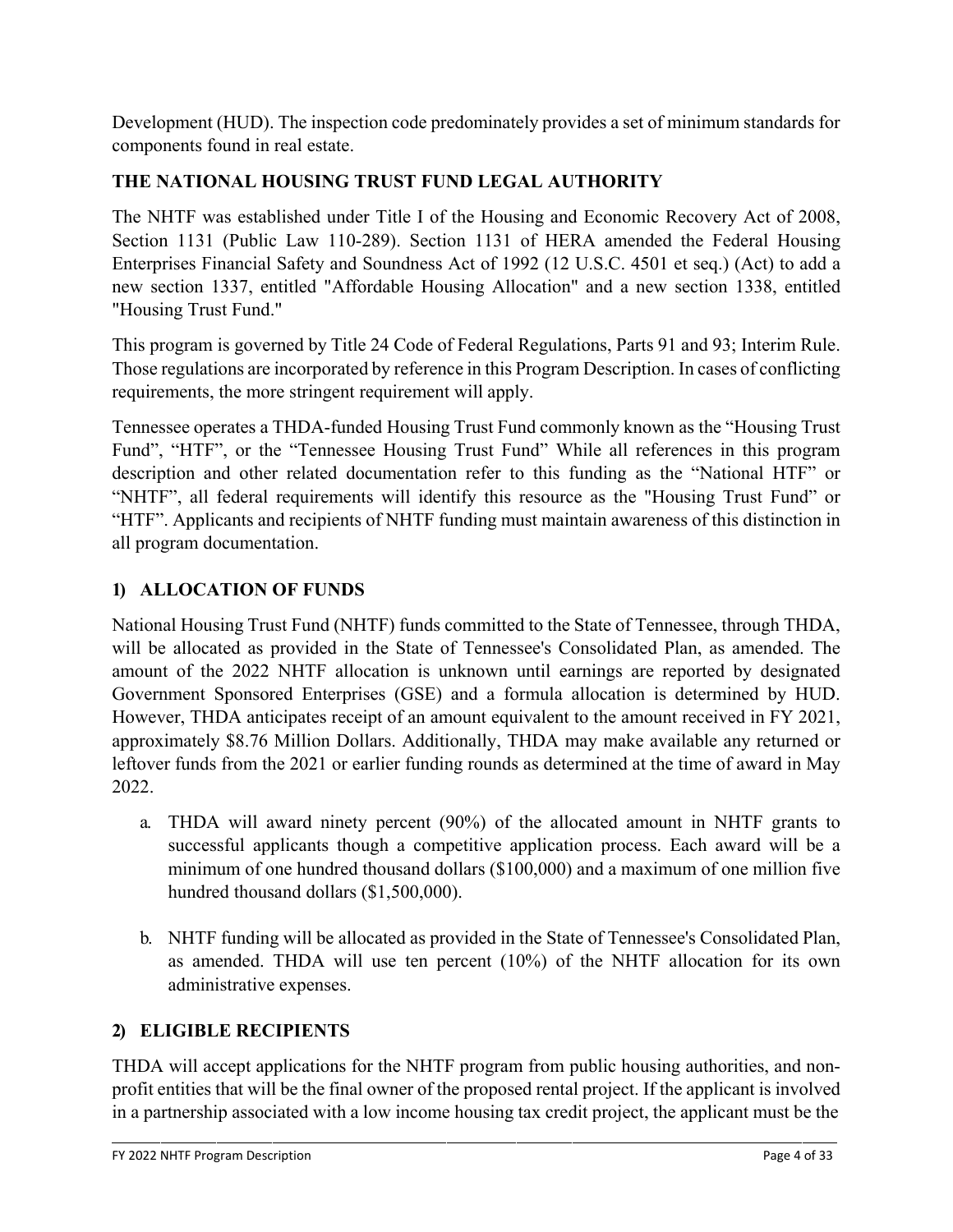Development (HUD). The inspection code predominately provides a set of minimum standards for components found in real estate.

## THE NATIONAL HOUSING TRUST FUND LEGAL AUTHORITY

The NHTF was established under Title I of the Housing and Economic Recovery Act of 2008, Section 1131 (Public Law 110-289). Section 1131 of HERA amended the Federal Housing Enterprises Financial Safety and Soundness Act of 1992 (12 U.S.C. 4501 et seq.) (Act) to add a new section 1337, entitled "Affordable Housing Allocation" and a new section 1338, entitled "Housing Trust Fund."

This program is governed by Title 24 Code of Federal Regulations, Parts 91 and 93; Interim Rule. Those regulations are incorporated by reference in this Program Description. In cases of conflicting requirements, the more stringent requirement will apply.

Tennessee operates a THDA-funded Housing Trust Fund commonly known as the "Housing Trust Fund", "HTF", or the "Tennessee Housing Trust Fund" While all references in this program description and other related documentation refer to this funding as the "National HTF" or "NHTF", all federal requirements will identify this resource as the "Housing Trust Fund" or "HTF". Applicants and recipients of NHTF funding must maintain awareness of this distinction in all program documentation.

## 1) ALLOCATION OF FUNDS

National Housing Trust Fund (NHTF) funds committed to the State of Tennessee, through THDA, will be allocated as provided in the State of Tennessee's Consolidated Plan, as amended. The amount of the 2022 NHTF allocation is unknown until earnings are reported by designated Government Sponsored Enterprises (GSE) and a formula allocation is determined by HUD. However, THDA anticipates receipt of an amount equivalent to the amount received in FY 2021, approximately $8.76 Million Dollars. Additionally, THDA may make available any returned or leftover funds from the 2021 or earlier funding rounds as determined at the time of award in May 2022.

a. THDA will award ninety percent (90%) of the allocated amount in NHTF grants to successful applicants though a competitive application process. Each award will be a minimum of one hundred thousand dollars ($100,000) and a maximum of one million five hundred thousand dollars ($1,500,000).

b. NHTF funding will be allocated as provided in the State of Tennessee's Consolidated Plan, as amended. THDA will use ten percent (10%) of the NHTF allocation for its own administrative expenses.

## 2) ELIGIBLE RECIPIENTS

THDA will accept applications for the NHTF program from public housing authorities, and non-profit entities that will be the final owner of the proposed rental project. If the applicant is involved in a partnership associated with a low income housing tax credit project, the applicant must be the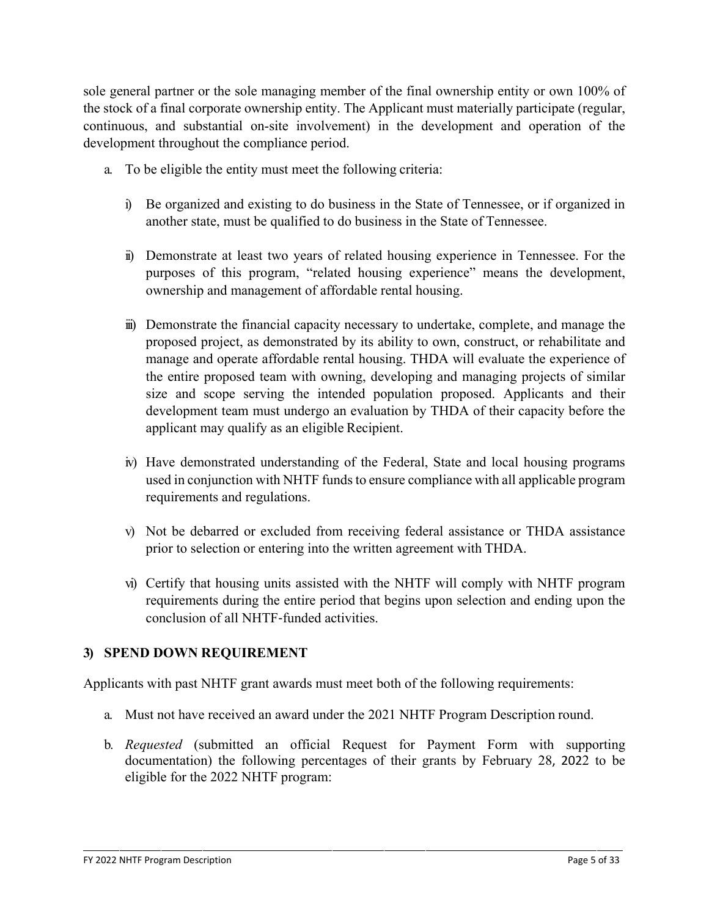sole general partner or the sole managing member of the final ownership entity or own 100% of the stock of a final corporate ownership entity. The Applicant must materially participate (regular, continuous, and substantial on-site involvement) in the development and operation of the development throughout the compliance period.

a. To be eligible the entity must meet the following criteria:

   i) Be organized and existing to do business in the State of Tennessee, or if organized in another state, must be qualified to do business in the State of Tennessee.

   ii) Demonstrate at least two years of related housing experience in Tennessee. For the purposes of this program, "related housing experience" means the development, ownership and management of affordable rental housing.

   iii) Demonstrate the financial capacity necessary to undertake, complete, and manage the proposed project, as demonstrated by its ability to own, construct, or rehabilitate and manage and operate affordable rental housing. THDA will evaluate the experience of the entire proposed team with owning, developing and managing projects of similar size and scope serving the intended population proposed. Applicants and their development team must undergo an evaluation by THDA of their capacity before the applicant may qualify as an eligible Recipient.

   iv) Have demonstrated understanding of the Federal, State and local housing programs used in conjunction with NHTF funds to ensure compliance with all applicable program requirements and regulations.

   v) Not be debarred or excluded from receiving federal assistance or THDA assistance prior to selection or entering into the written agreement with THDA.

   vi) Certify that housing units assisted with the NHTF will comply with NHTF program requirements during the entire period that begins upon selection and ending upon the conclusion of all NHTF-funded activities.

### 3) SPEND DOWN REQUIREMENT

Applicants with past NHTF grant awards must meet both of the following requirements:

a. Must not have received an award under the 2021 NHTF Program Description round.

b. *Requested* (submitted an official Request for Payment Form with supporting documentation) the following percentages of their grants by February 28, 2022 to be eligible for the 2022 NHTF program: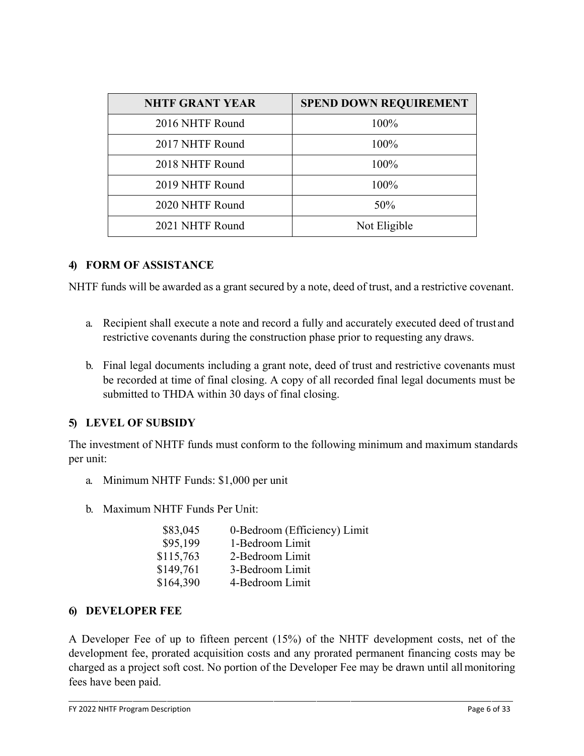| NHTF GRANT YEAR | SPEND DOWN REQUIREMENT |
| --- | --- |
| 2016 NHTF Round | 100% |
| 2017 NHTF Round | 100% |
| 2018 NHTF Round | 100% |
| 2019 NHTF Round | 100% |
| 2020 NHTF Round | 50% |
| 2021 NHTF Round | Not Eligible |

## 4) FORM OF ASSISTANCE

NHTF funds will be awarded as a grant secured by a note, deed of trust, and a restrictive covenant.

a. Recipient shall execute a note and record a fully and accurately executed deed of trust and restrictive covenants during the construction phase prior to requesting any draws.

b. Final legal documents including a grant note, deed of trust and restrictive covenants must be recorded at time of final closing. A copy of all recorded final legal documents must be submitted to THDA within 30 days of final closing.

## 5) LEVEL OF SUBSIDY

The investment of NHTF funds must conform to the following minimum and maximum standards per unit:

a. Minimum NHTF Funds: $1,000 per unit

b. Maximum NHTF Funds Per Unit:

| | |
| --- | --- |
| $83,045 | 0-Bedroom (Efficiency) Limit |
| $95,199 | 1-Bedroom Limit |
| $115,763 | 2-Bedroom Limit |
| $149,761 | 3-Bedroom Limit |
| $164,390 | 4-Bedroom Limit |

## 6) DEVELOPER FEE

A Developer Fee of up to fifteen percent (15%) of the NHTF development costs, net of the development fee, prorated acquisition costs and any prorated permanent financing costs may be charged as a project soft cost. No portion of the Developer Fee may be drawn until all monitoring fees have been paid.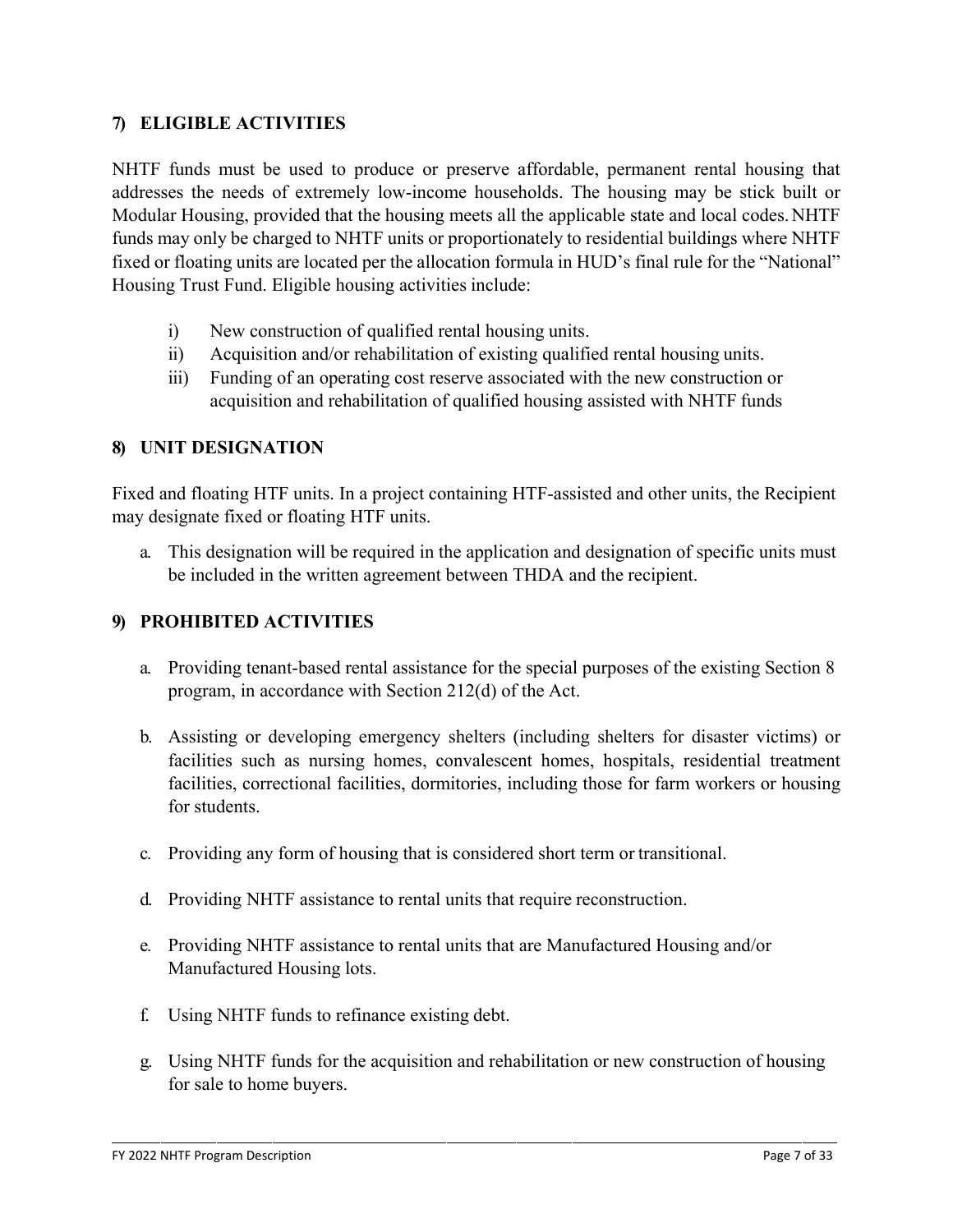## 7) ELIGIBLE ACTIVITIES

NHTF funds must be used to produce or preserve affordable, permanent rental housing that addresses the needs of extremely low-income households. The housing may be stick built or Modular Housing, provided that the housing meets all the applicable state and local codes. NHTF funds may only be charged to NHTF units or proportionately to residential buildings where NHTF fixed or floating units are located per the allocation formula in HUD's final rule for the "National" Housing Trust Fund. Eligible housing activities include:

i) New construction of qualified rental housing units.
ii) Acquisition and/or rehabilitation of existing qualified rental housing units.
iii) Funding of an operating cost reserve associated with the new construction or acquisition and rehabilitation of qualified housing assisted with NHTF funds

## 8) UNIT DESIGNATION

Fixed and floating HTF units. In a project containing HTF-assisted and other units, the Recipient may designate fixed or floating HTF units.

a. This designation will be required in the application and designation of specific units must be included in the written agreement between THDA and the recipient.

## 9) PROHIBITED ACTIVITIES

a. Providing tenant-based rental assistance for the special purposes of the existing Section 8 program, in accordance with Section 212(d) of the Act.

b. Assisting or developing emergency shelters (including shelters for disaster victims) or facilities such as nursing homes, convalescent homes, hospitals, residential treatment facilities, correctional facilities, dormitories, including those for farm workers or housing for students.

c. Providing any form of housing that is considered short term or transitional.

d. Providing NHTF assistance to rental units that require reconstruction.

e. Providing NHTF assistance to rental units that are Manufactured Housing and/or Manufactured Housing lots.

f. Using NHTF funds to refinance existing debt.

g. Using NHTF funds for the acquisition and rehabilitation or new construction of housing for sale to home buyers.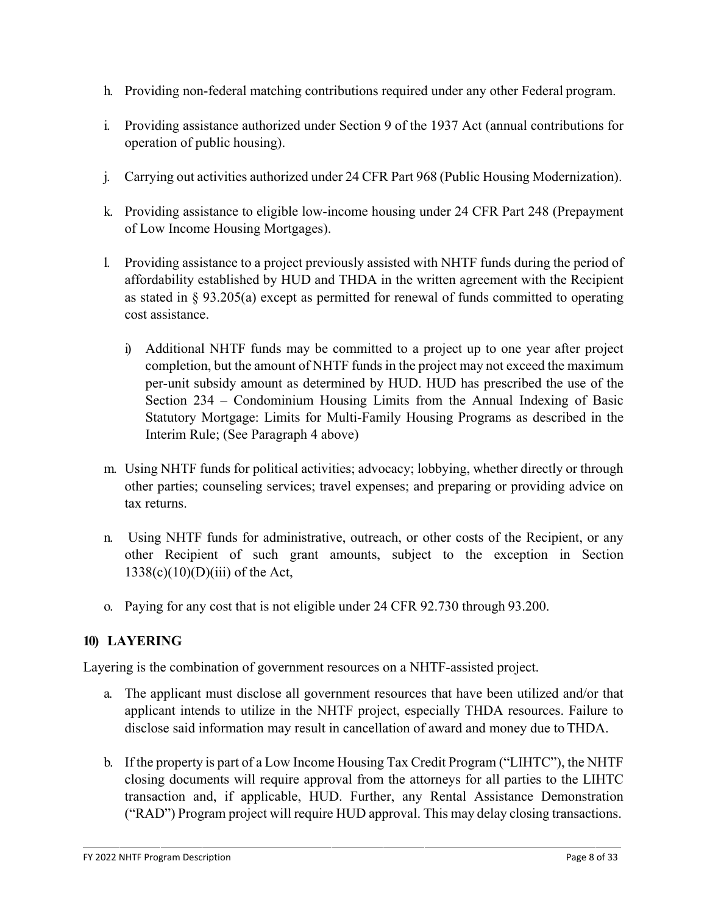h. Providing non-federal matching contributions required under any other Federal program.

i. Providing assistance authorized under Section 9 of the 1937 Act (annual contributions for operation of public housing).

j. Carrying out activities authorized under 24 CFR Part 968 (Public Housing Modernization).

k. Providing assistance to eligible low-income housing under 24 CFR Part 248 (Prepayment of Low Income Housing Mortgages).

l. Providing assistance to a project previously assisted with NHTF funds during the period of affordability established by HUD and THDA in the written agreement with the Recipient as stated in § 93.205(a) except as permitted for renewal of funds committed to operating cost assistance.

   i) Additional NHTF funds may be committed to a project up to one year after project completion, but the amount of NHTF funds in the project may not exceed the maximum per-unit subsidy amount as determined by HUD. HUD has prescribed the use of the Section 234 – Condominium Housing Limits from the Annual Indexing of Basic Statutory Mortgage: Limits for Multi-Family Housing Programs as described in the Interim Rule; (See Paragraph 4 above)

m. Using NHTF funds for political activities; advocacy; lobbying, whether directly or through other parties; counseling services; travel expenses; and preparing or providing advice on tax returns.

n. Using NHTF funds for administrative, outreach, or other costs of the Recipient, or any other Recipient of such grant amounts, subject to the exception in Section 1338(c)(10)(D)(iii) of the Act,

o. Paying for any cost that is not eligible under 24 CFR 92.730 through 93.200.

## 10) LAYERING

Layering is the combination of government resources on a NHTF-assisted project.

a. The applicant must disclose all government resources that have been utilized and/or that applicant intends to utilize in the NHTF project, especially THDA resources. Failure to disclose said information may result in cancellation of award and money due to THDA.

b. If the property is part of a Low Income Housing Tax Credit Program ("LIHTC"), the NHTF closing documents will require approval from the attorneys for all parties to the LIHTC transaction and, if applicable, HUD. Further, any Rental Assistance Demonstration ("RAD") Program project will require HUD approval. This may delay closing transactions.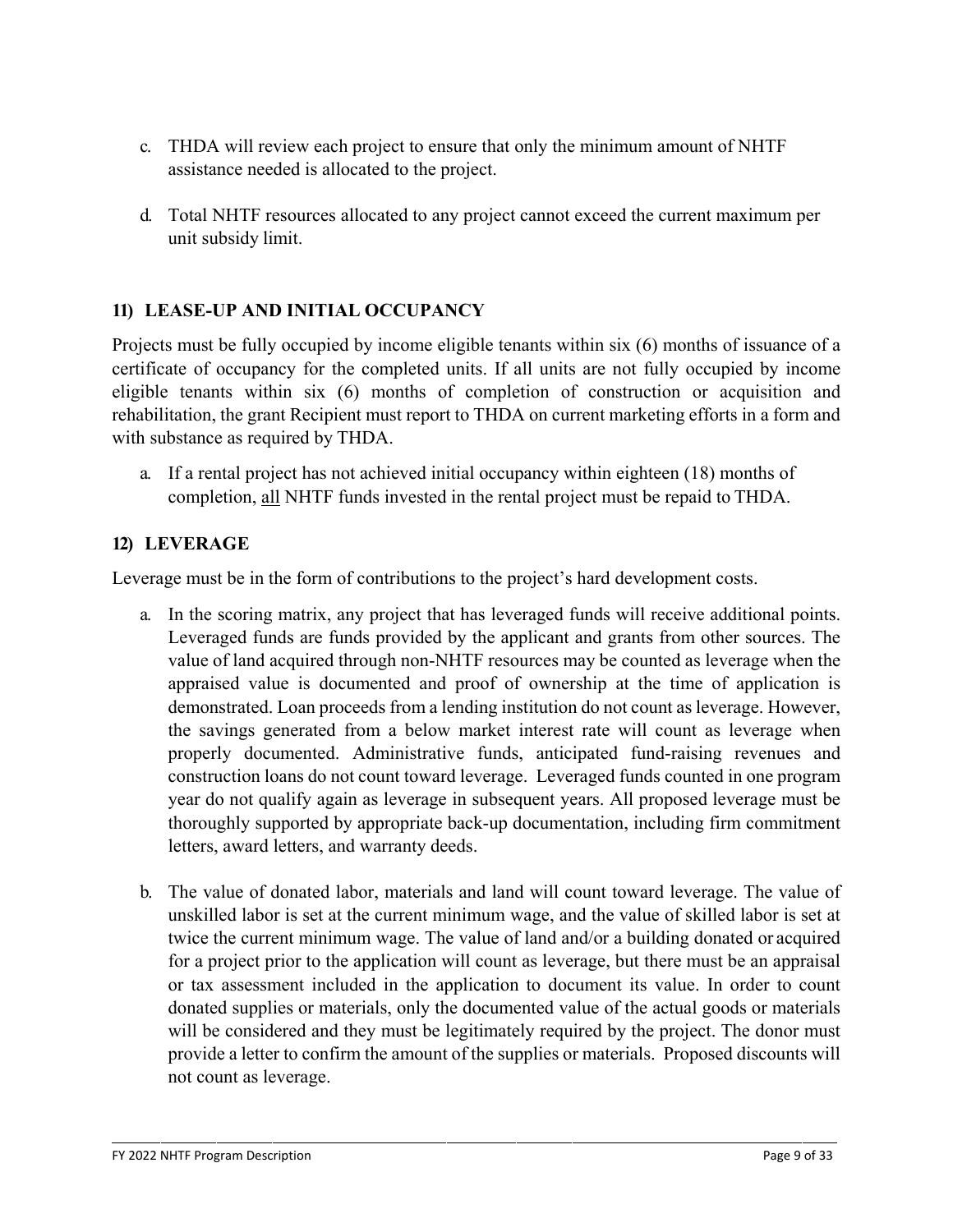c. THDA will review each project to ensure that only the minimum amount of NHTF assistance needed is allocated to the project.

d. Total NHTF resources allocated to any project cannot exceed the current maximum per unit subsidy limit.

## 11) LEASE-UP AND INITIAL OCCUPANCY

Projects must be fully occupied by income eligible tenants within six (6) months of issuance of a certificate of occupancy for the completed units. If all units are not fully occupied by income eligible tenants within six (6) months of completion of construction or acquisition and rehabilitation, the grant Recipient must report to THDA on current marketing efforts in a form and with substance as required by THDA.

a. If a rental project has not achieved initial occupancy within eighteen (18) months of completion, <u>all</u> NHTF funds invested in the rental project must be repaid to THDA.

## 12) LEVERAGE

Leverage must be in the form of contributions to the project's hard development costs.

a. In the scoring matrix, any project that has leveraged funds will receive additional points. Leveraged funds are funds provided by the applicant and grants from other sources. The value of land acquired through non-NHTF resources may be counted as leverage when the appraised value is documented and proof of ownership at the time of application is demonstrated. Loan proceeds from a lending institution do not count as leverage. However, the savings generated from a below market interest rate will count as leverage when properly documented. Administrative funds, anticipated fund-raising revenues and construction loans do not count toward leverage. Leveraged funds counted in one program year do not qualify again as leverage in subsequent years. All proposed leverage must be thoroughly supported by appropriate back-up documentation, including firm commitment letters, award letters, and warranty deeds.

b. The value of donated labor, materials and land will count toward leverage. The value of unskilled labor is set at the current minimum wage, and the value of skilled labor is set at twice the current minimum wage. The value of land and/or a building donated or acquired for a project prior to the application will count as leverage, but there must be an appraisal or tax assessment included in the application to document its value. In order to count donated supplies or materials, only the documented value of the actual goods or materials will be considered and they must be legitimately required by the project. The donor must provide a letter to confirm the amount of the supplies or materials. Proposed discounts will not count as leverage.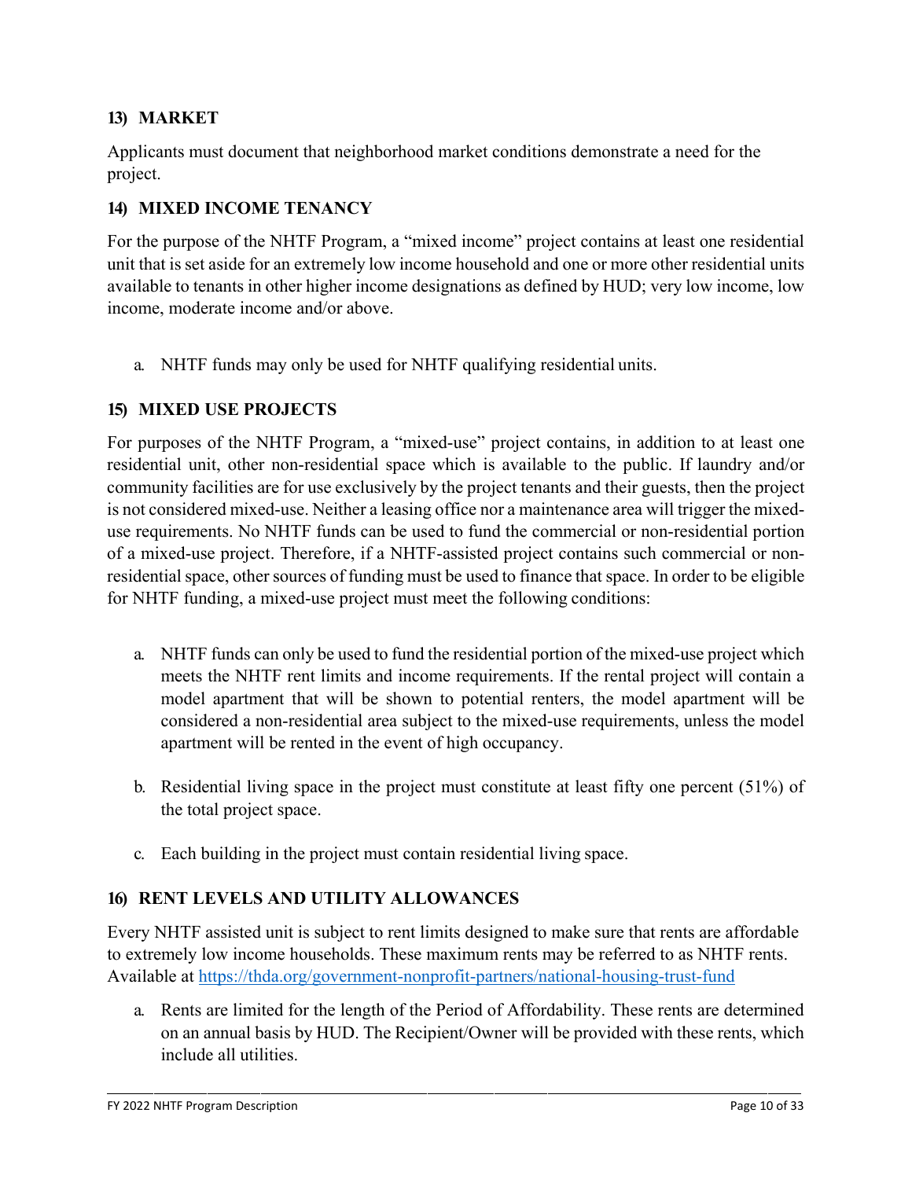## 13) MARKET

Applicants must document that neighborhood market conditions demonstrate a need for the project.

## 14) MIXED INCOME TENANCY

For the purpose of the NHTF Program, a "mixed income" project contains at least one residential unit that is set aside for an extremely low income household and one or more other residential units available to tenants in other higher income designations as defined by HUD; very low income, low income, moderate income and/or above.

a. NHTF funds may only be used for NHTF qualifying residential units.

## 15) MIXED USE PROJECTS

For purposes of the NHTF Program, a "mixed-use" project contains, in addition to at least one residential unit, other non-residential space which is available to the public. If laundry and/or community facilities are for use exclusively by the project tenants and their guests, then the project is not considered mixed-use. Neither a leasing office nor a maintenance area will trigger the mixed-use requirements. No NHTF funds can be used to fund the commercial or non-residential portion of a mixed-use project. Therefore, if a NHTF-assisted project contains such commercial or non-residential space, other sources of funding must be used to finance that space. In order to be eligible for NHTF funding, a mixed-use project must meet the following conditions:

a. NHTF funds can only be used to fund the residential portion of the mixed-use project which meets the NHTF rent limits and income requirements. If the rental project will contain a model apartment that will be shown to potential renters, the model apartment will be considered a non-residential area subject to the mixed-use requirements, unless the model apartment will be rented in the event of high occupancy.

b. Residential living space in the project must constitute at least fifty one percent (51%) of the total project space.

c. Each building in the project must contain residential living space.

## 16) RENT LEVELS AND UTILITY ALLOWANCES

Every NHTF assisted unit is subject to rent limits designed to make sure that rents are affordable to extremely low income households. These maximum rents may be referred to as NHTF rents. Available at https://thda.org/government-nonprofit-partners/national-housing-trust-fund

a. Rents are limited for the length of the Period of Affordability. These rents are determined on an annual basis by HUD. The Recipient/Owner will be provided with these rents, which include all utilities.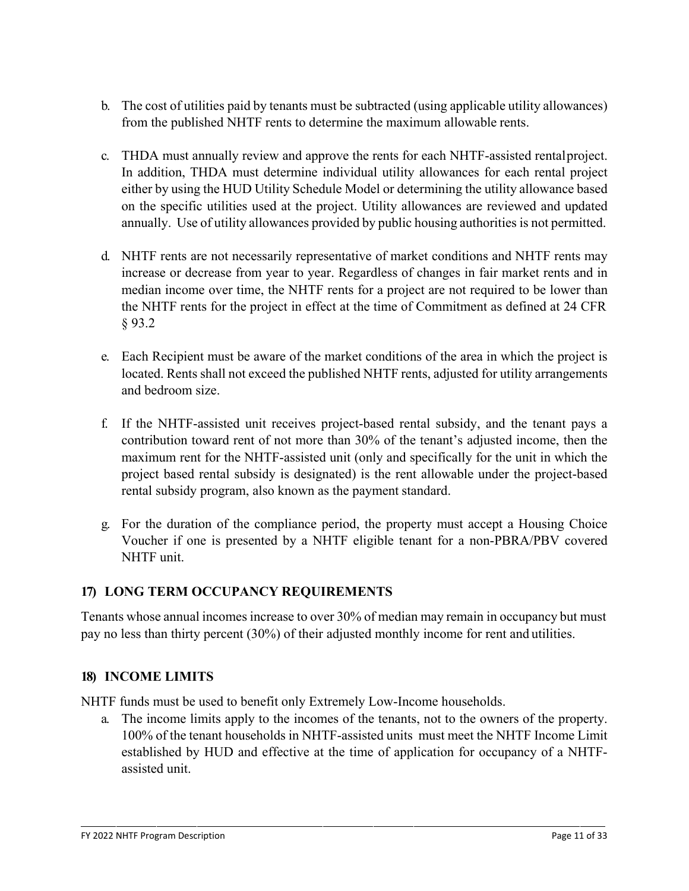b. The cost of utilities paid by tenants must be subtracted (using applicable utility allowances) from the published NHTF rents to determine the maximum allowable rents.

c. THDA must annually review and approve the rents for each NHTF-assisted rental project. In addition, THDA must determine individual utility allowances for each rental project either by using the HUD Utility Schedule Model or determining the utility allowance based on the specific utilities used at the project. Utility allowances are reviewed and updated annually. Use of utility allowances provided by public housing authorities is not permitted.

d. NHTF rents are not necessarily representative of market conditions and NHTF rents may increase or decrease from year to year. Regardless of changes in fair market rents and in median income over time, the NHTF rents for a project are not required to be lower than the NHTF rents for the project in effect at the time of Commitment as defined at 24 CFR § 93.2

e. Each Recipient must be aware of the market conditions of the area in which the project is located. Rents shall not exceed the published NHTF rents, adjusted for utility arrangements and bedroom size.

f. If the NHTF-assisted unit receives project-based rental subsidy, and the tenant pays a contribution toward rent of not more than 30% of the tenant's adjusted income, then the maximum rent for the NHTF-assisted unit (only and specifically for the unit in which the project based rental subsidy is designated) is the rent allowable under the project-based rental subsidy program, also known as the payment standard.

g. For the duration of the compliance period, the property must accept a Housing Choice Voucher if one is presented by a NHTF eligible tenant for a non-PBRA/PBV covered NHTF unit.

## 17) LONG TERM OCCUPANCY REQUIREMENTS

Tenants whose annual incomes increase to over 30% of median may remain in occupancy but must pay no less than thirty percent (30%) of their adjusted monthly income for rent and utilities.

## 18) INCOME LIMITS

NHTF funds must be used to benefit only Extremely Low-Income households.

a. The income limits apply to the incomes of the tenants, not to the owners of the property. 100% of the tenant households in NHTF-assisted units must meet the NHTF Income Limit established by HUD and effective at the time of application for occupancy of a NHTF-assisted unit.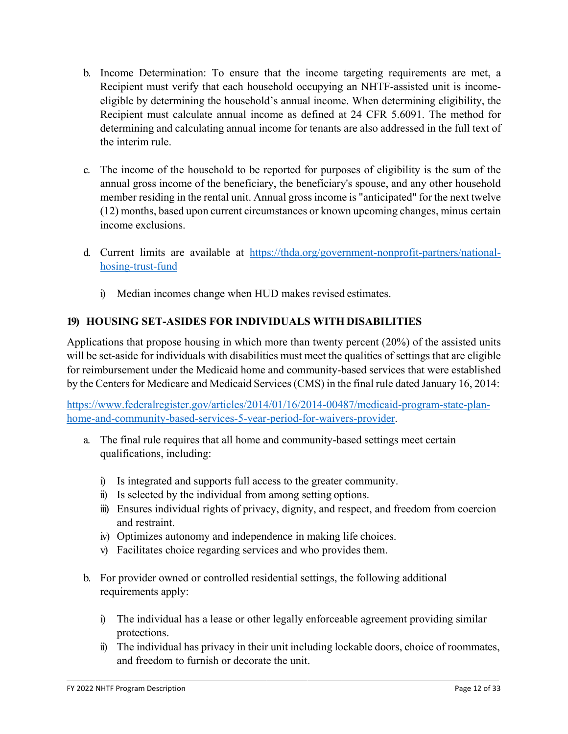b. Income Determination: To ensure that the income targeting requirements are met, a Recipient must verify that each household occupying an NHTF-assisted unit is income-eligible by determining the household's annual income. When determining eligibility, the Recipient must calculate annual income as defined at 24 CFR 5.6091. The method for determining and calculating annual income for tenants are also addressed in the full text of the interim rule.

c. The income of the household to be reported for purposes of eligibility is the sum of the annual gross income of the beneficiary, the beneficiary's spouse, and any other household member residing in the rental unit. Annual gross income is "anticipated" for the next twelve (12) months, based upon current circumstances or known upcoming changes, minus certain income exclusions.

d. Current limits are available at [https://thda.org/government-nonprofit-partners/national-hosing-trust-fund](https://thda.org/government-nonprofit-partners/national-hosing-trust-fund)

   i) Median incomes change when HUD makes revised estimates.

## 19) HOUSING SET-ASIDES FOR INDIVIDUALS WITH DISABILITIES

Applications that propose housing in which more than twenty percent (20%) of the assisted units will be set-aside for individuals with disabilities must meet the qualities of settings that are eligible for reimbursement under the Medicaid home and community-based services that were established by the Centers for Medicare and Medicaid Services (CMS) in the final rule dated January 16, 2014:

[https://www.federalregister.gov/articles/2014/01/16/2014-00487/medicaid-program-state-plan-home-and-community-based-services-5-year-period-for-waivers-provider](https://www.federalregister.gov/articles/2014/01/16/2014-00487/medicaid-program-state-plan-home-and-community-based-services-5-year-period-for-waivers-provider).

a. The final rule requires that all home and community-based settings meet certain qualifications, including:

   i) Is integrated and supports full access to the greater community.
   ii) Is selected by the individual from among setting options.
   iii) Ensures individual rights of privacy, dignity, and respect, and freedom from coercion and restraint.
   iv) Optimizes autonomy and independence in making life choices.
   v) Facilitates choice regarding services and who provides them.

b. For provider owned or controlled residential settings, the following additional requirements apply:

   i) The individual has a lease or other legally enforceable agreement providing similar protections.
   ii) The individual has privacy in their unit including lockable doors, choice of roommates, and freedom to furnish or decorate the unit.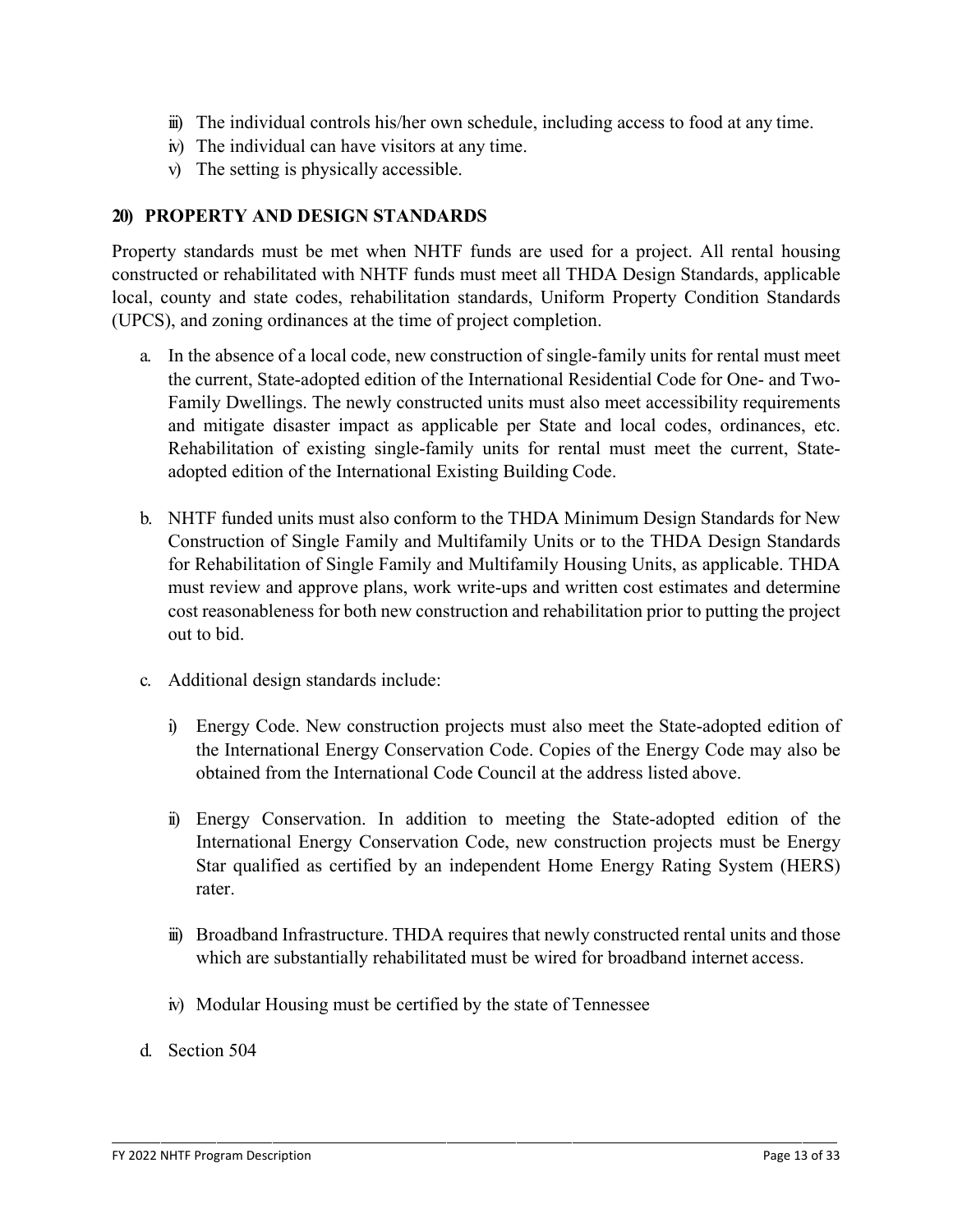iii) The individual controls his/her own schedule, including access to food at any time.
iv) The individual can have visitors at any time.
v) The setting is physically accessible.

## 20) PROPERTY AND DESIGN STANDARDS

Property standards must be met when NHTF funds are used for a project. All rental housing constructed or rehabilitated with NHTF funds must meet all THDA Design Standards, applicable local, county and state codes, rehabilitation standards, Uniform Property Condition Standards (UPCS), and zoning ordinances at the time of project completion.

a. In the absence of a local code, new construction of single-family units for rental must meet the current, State-adopted edition of the International Residential Code for One- and Two-Family Dwellings. The newly constructed units must also meet accessibility requirements and mitigate disaster impact as applicable per State and local codes, ordinances, etc. Rehabilitation of existing single-family units for rental must meet the current, State-adopted edition of the International Existing Building Code.

b. NHTF funded units must also conform to the THDA Minimum Design Standards for New Construction of Single Family and Multifamily Units or to the THDA Design Standards for Rehabilitation of Single Family and Multifamily Housing Units, as applicable. THDA must review and approve plans, work write-ups and written cost estimates and determine cost reasonableness for both new construction and rehabilitation prior to putting the project out to bid.

c. Additional design standards include:

   i) Energy Code. New construction projects must also meet the State-adopted edition of the International Energy Conservation Code. Copies of the Energy Code may also be obtained from the International Code Council at the address listed above.

   ii) Energy Conservation. In addition to meeting the State-adopted edition of the International Energy Conservation Code, new construction projects must be Energy Star qualified as certified by an independent Home Energy Rating System (HERS) rater.

   iii) Broadband Infrastructure. THDA requires that newly constructed rental units and those which are substantially rehabilitated must be wired for broadband internet access.

   iv) Modular Housing must be certified by the state of Tennessee

d. Section 504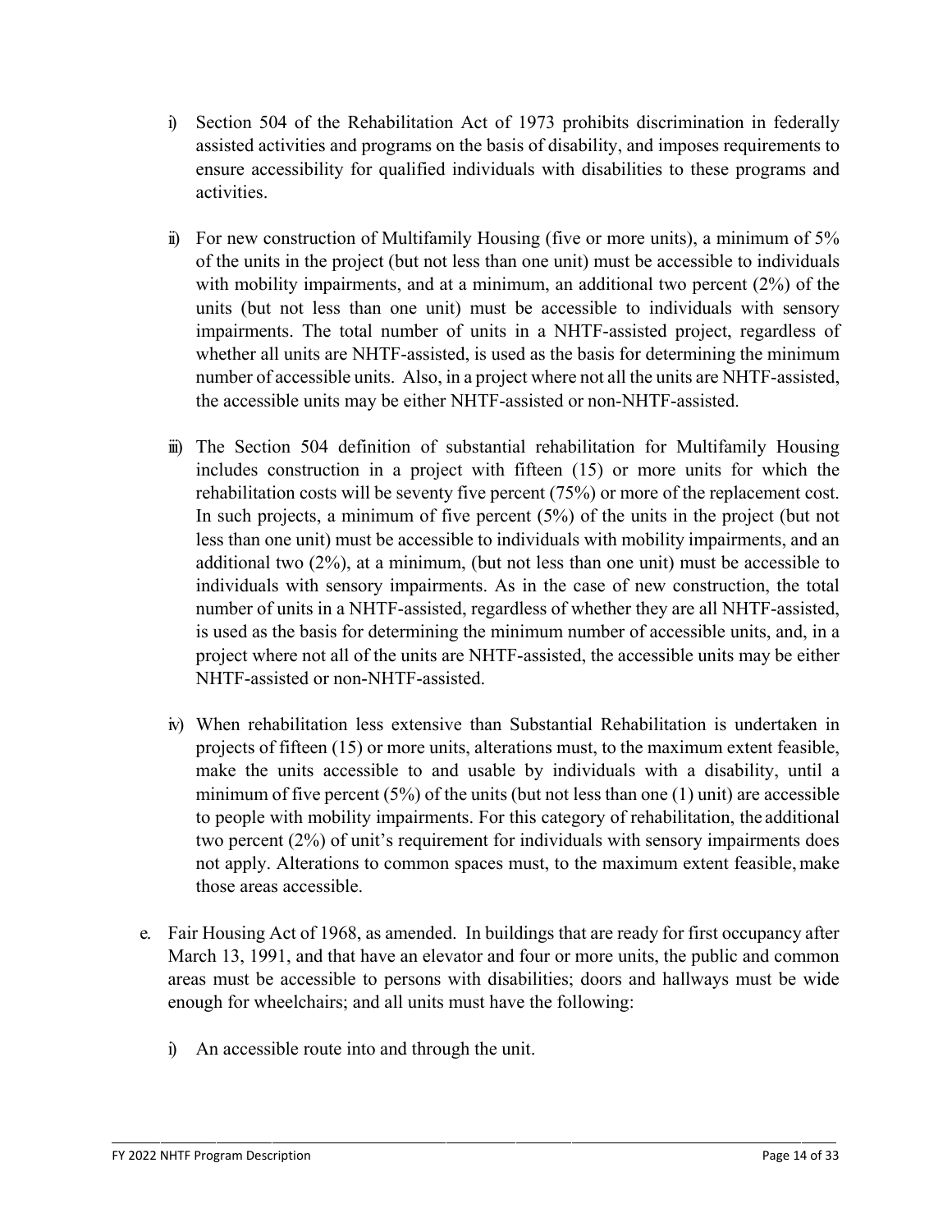i) Section 504 of the Rehabilitation Act of 1973 prohibits discrimination in federally assisted activities and programs on the basis of disability, and imposes requirements to ensure accessibility for qualified individuals with disabilities to these programs and activities.

ii) For new construction of Multifamily Housing (five or more units), a minimum of 5% of the units in the project (but not less than one unit) must be accessible to individuals with mobility impairments, and at a minimum, an additional two percent (2%) of the units (but not less than one unit) must be accessible to individuals with sensory impairments. The total number of units in a NHTF-assisted project, regardless of whether all units are NHTF-assisted, is used as the basis for determining the minimum number of accessible units. Also, in a project where not all the units are NHTF-assisted, the accessible units may be either NHTF-assisted or non-NHTF-assisted.

iii) The Section 504 definition of substantial rehabilitation for Multifamily Housing includes construction in a project with fifteen (15) or more units for which the rehabilitation costs will be seventy five percent (75%) or more of the replacement cost. In such projects, a minimum of five percent (5%) of the units in the project (but not less than one unit) must be accessible to individuals with mobility impairments, and an additional two (2%), at a minimum, (but not less than one unit) must be accessible to individuals with sensory impairments. As in the case of new construction, the total number of units in a NHTF-assisted, regardless of whether they are all NHTF-assisted, is used as the basis for determining the minimum number of accessible units, and, in a project where not all of the units are NHTF-assisted, the accessible units may be either NHTF-assisted or non-NHTF-assisted.

iv) When rehabilitation less extensive than Substantial Rehabilitation is undertaken in projects of fifteen (15) or more units, alterations must, to the maximum extent feasible, make the units accessible to and usable by individuals with a disability, until a minimum of five percent (5%) of the units (but not less than one (1) unit) are accessible to people with mobility impairments. For this category of rehabilitation, the additional two percent (2%) of unit's requirement for individuals with sensory impairments does not apply. Alterations to common spaces must, to the maximum extent feasible, make those areas accessible.

e. Fair Housing Act of 1968, as amended. In buildings that are ready for first occupancy after March 13, 1991, and that have an elevator and four or more units, the public and common areas must be accessible to persons with disabilities; doors and hallways must be wide enough for wheelchairs; and all units must have the following:

   i) An accessible route into and through the unit.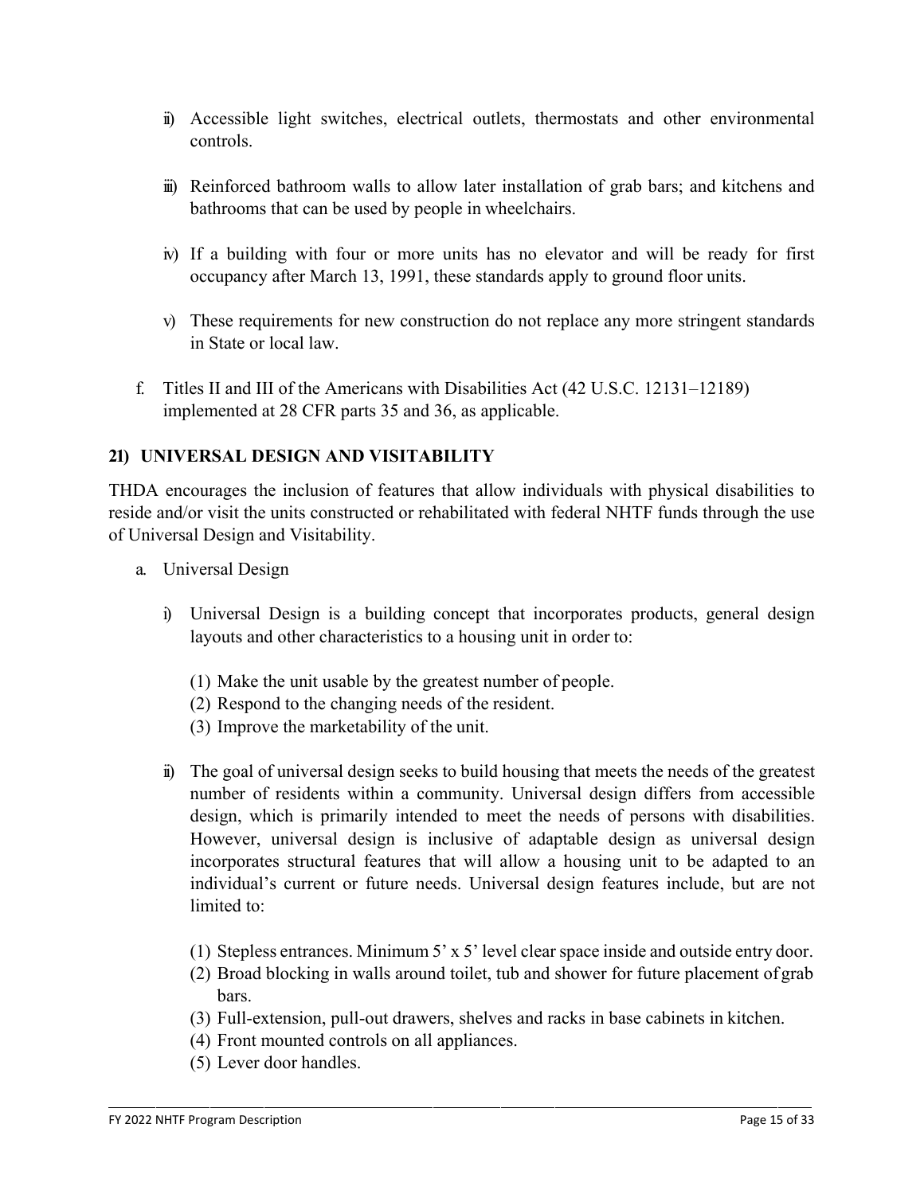ii) Accessible light switches, electrical outlets, thermostats and other environmental controls.

iii) Reinforced bathroom walls to allow later installation of grab bars; and kitchens and bathrooms that can be used by people in wheelchairs.

iv) If a building with four or more units has no elevator and will be ready for first occupancy after March 13, 1991, these standards apply to ground floor units.

v) These requirements for new construction do not replace any more stringent standards in State or local law.

f. Titles II and III of the Americans with Disabilities Act (42 U.S.C. 12131–12189) implemented at 28 CFR parts 35 and 36, as applicable.

## 21) UNIVERSAL DESIGN AND VISITABILITY

THDA encourages the inclusion of features that allow individuals with physical disabilities to reside and/or visit the units constructed or rehabilitated with federal NHTF funds through the use of Universal Design and Visitability.

a. Universal Design

i) Universal Design is a building concept that incorporates products, general design layouts and other characteristics to a housing unit in order to:

(1) Make the unit usable by the greatest number of people.
(2) Respond to the changing needs of the resident.
(3) Improve the marketability of the unit.

ii) The goal of universal design seeks to build housing that meets the needs of the greatest number of residents within a community. Universal design differs from accessible design, which is primarily intended to meet the needs of persons with disabilities. However, universal design is inclusive of adaptable design as universal design incorporates structural features that will allow a housing unit to be adapted to an individual's current or future needs. Universal design features include, but are not limited to:

(1) Stepless entrances. Minimum 5' x 5' level clear space inside and outside entry door.
(2) Broad blocking in walls around toilet, tub and shower for future placement of grab bars.
(3) Full-extension, pull-out drawers, shelves and racks in base cabinets in kitchen.
(4) Front mounted controls on all appliances.
(5) Lever door handles.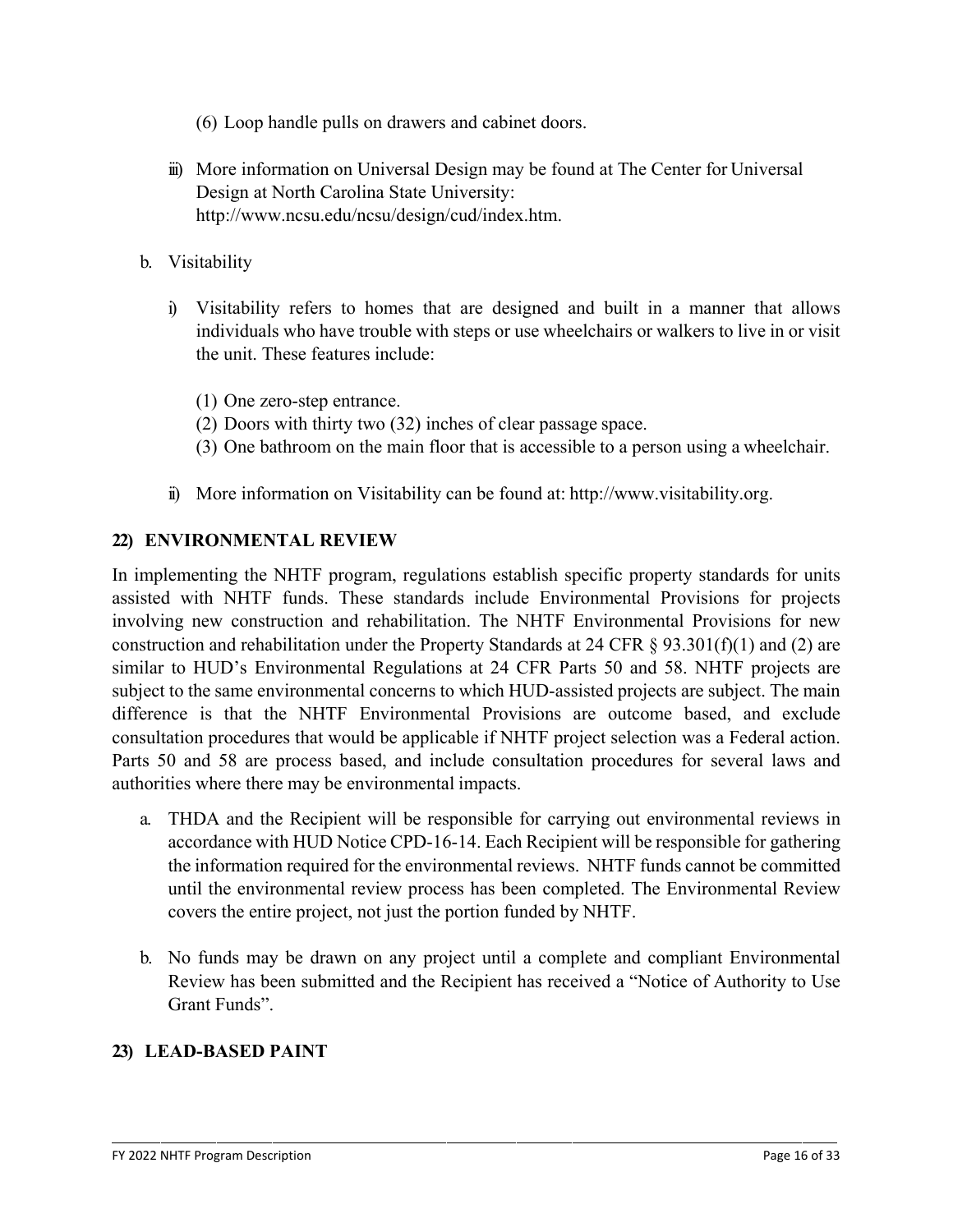(6) Loop handle pulls on drawers and cabinet doors.

iii) More information on Universal Design may be found at The Center for Universal Design at North Carolina State University: http://www.ncsu.edu/ncsu/design/cud/index.htm.

b. Visitability

i) Visitability refers to homes that are designed and built in a manner that allows individuals who have trouble with steps or use wheelchairs or walkers to live in or visit the unit. These features include:

(1) One zero-step entrance.
(2) Doors with thirty two (32) inches of clear passage space.
(3) One bathroom on the main floor that is accessible to a person using a wheelchair.

ii) More information on Visitability can be found at: http://www.visitability.org.

## 22) ENVIRONMENTAL REVIEW

In implementing the NHTF program, regulations establish specific property standards for units assisted with NHTF funds. These standards include Environmental Provisions for projects involving new construction and rehabilitation. The NHTF Environmental Provisions for new construction and rehabilitation under the Property Standards at 24 CFR § 93.301(f)(1) and (2) are similar to HUD's Environmental Regulations at 24 CFR Parts 50 and 58. NHTF projects are subject to the same environmental concerns to which HUD-assisted projects are subject. The main difference is that the NHTF Environmental Provisions are outcome based, and exclude consultation procedures that would be applicable if NHTF project selection was a Federal action. Parts 50 and 58 are process based, and include consultation procedures for several laws and authorities where there may be environmental impacts.

a. THDA and the Recipient will be responsible for carrying out environmental reviews in accordance with HUD Notice CPD-16-14. Each Recipient will be responsible for gathering the information required for the environmental reviews. NHTF funds cannot be committed until the environmental review process has been completed. The Environmental Review covers the entire project, not just the portion funded by NHTF.

b. No funds may be drawn on any project until a complete and compliant Environmental Review has been submitted and the Recipient has received a "Notice of Authority to Use Grant Funds".

## 23) LEAD-BASED PAINT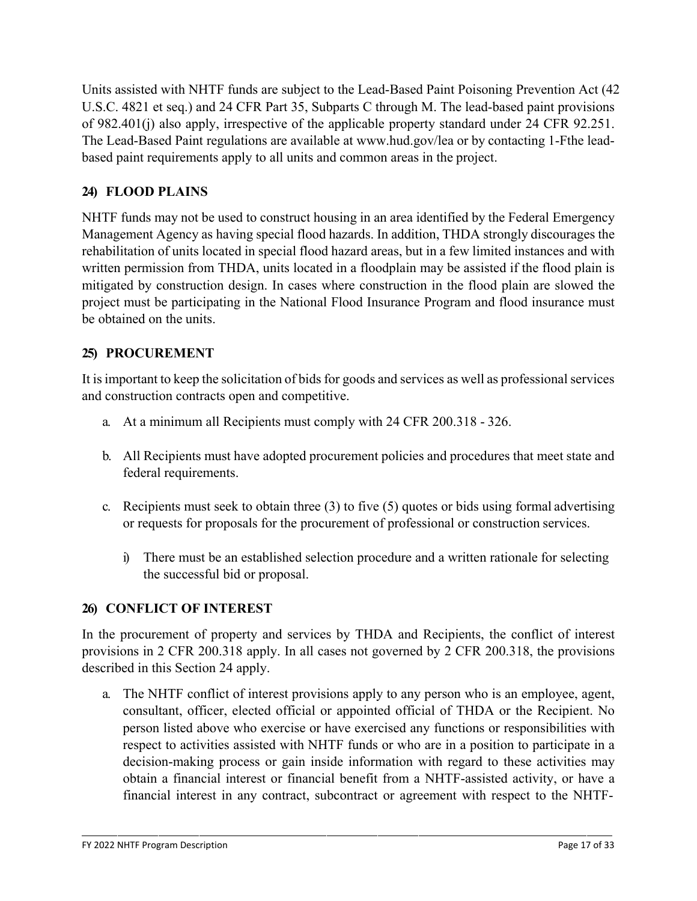Units assisted with NHTF funds are subject to the Lead-Based Paint Poisoning Prevention Act (42 U.S.C. 4821 et seq.) and 24 CFR Part 35, Subparts C through M. The lead-based paint provisions of 982.401(j) also apply, irrespective of the applicable property standard under 24 CFR 92.251. The Lead-Based Paint regulations are available at www.hud.gov/lea or by contacting 1-Fthe lead-based paint requirements apply to all units and common areas in the project.

## 24) FLOOD PLAINS

NHTF funds may not be used to construct housing in an area identified by the Federal Emergency Management Agency as having special flood hazards. In addition, THDA strongly discourages the rehabilitation of units located in special flood hazard areas, but in a few limited instances and with written permission from THDA, units located in a floodplain may be assisted if the flood plain is mitigated by construction design. In cases where construction in the flood plain are slowed the project must be participating in the National Flood Insurance Program and flood insurance must be obtained on the units.

## 25) PROCUREMENT

It is important to keep the solicitation of bids for goods and services as well as professional services and construction contracts open and competitive.

a. At a minimum all Recipients must comply with 24 CFR 200.318 - 326.

b. All Recipients must have adopted procurement policies and procedures that meet state and federal requirements.

c. Recipients must seek to obtain three (3) to five (5) quotes or bids using formal advertising or requests for proposals for the procurement of professional or construction services.

   i) There must be an established selection procedure and a written rationale for selecting the successful bid or proposal.

## 26) CONFLICT OF INTEREST

In the procurement of property and services by THDA and Recipients, the conflict of interest provisions in 2 CFR 200.318 apply. In all cases not governed by 2 CFR 200.318, the provisions described in this Section 24 apply.

a. The NHTF conflict of interest provisions apply to any person who is an employee, agent, consultant, officer, elected official or appointed official of THDA or the Recipient. No person listed above who exercise or have exercised any functions or responsibilities with respect to activities assisted with NHTF funds or who are in a position to participate in a decision-making process or gain inside information with regard to these activities may obtain a financial interest or financial benefit from a NHTF-assisted activity, or have a financial interest in any contract, subcontract or agreement with respect to the NHTF-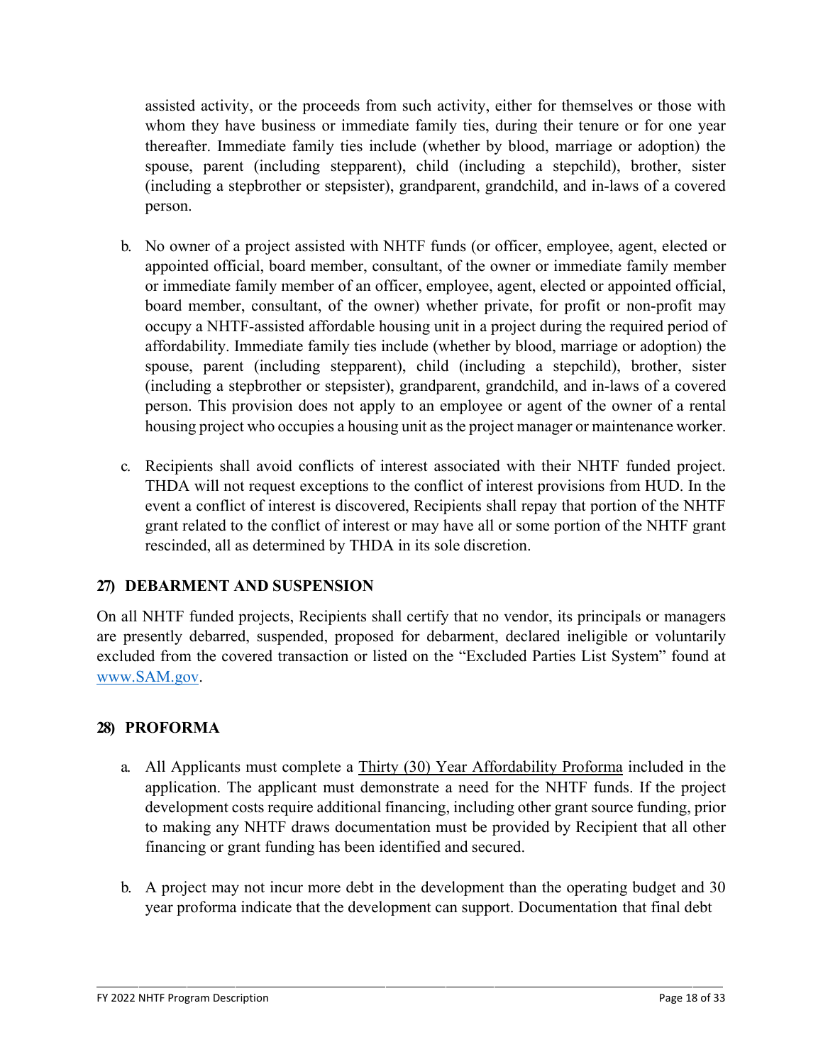assisted activity, or the proceeds from such activity, either for themselves or those with whom they have business or immediate family ties, during their tenure or for one year thereafter. Immediate family ties include (whether by blood, marriage or adoption) the spouse, parent (including stepparent), child (including a stepchild), brother, sister (including a stepbrother or stepsister), grandparent, grandchild, and in-laws of a covered person.

b. No owner of a project assisted with NHTF funds (or officer, employee, agent, elected or appointed official, board member, consultant, of the owner or immediate family member or immediate family member of an officer, employee, agent, elected or appointed official, board member, consultant, of the owner) whether private, for profit or non-profit may occupy a NHTF-assisted affordable housing unit in a project during the required period of affordability. Immediate family ties include (whether by blood, marriage or adoption) the spouse, parent (including stepparent), child (including a stepchild), brother, sister (including a stepbrother or stepsister), grandparent, grandchild, and in-laws of a covered person. This provision does not apply to an employee or agent of the owner of a rental housing project who occupies a housing unit as the project manager or maintenance worker.

c. Recipients shall avoid conflicts of interest associated with their NHTF funded project. THDA will not request exceptions to the conflict of interest provisions from HUD. In the event a conflict of interest is discovered, Recipients shall repay that portion of the NHTF grant related to the conflict of interest or may have all or some portion of the NHTF grant rescinded, all as determined by THDA in its sole discretion.

## 27) DEBARMENT AND SUSPENSION

On all NHTF funded projects, Recipients shall certify that no vendor, its principals or managers are presently debarred, suspended, proposed for debarment, declared ineligible or voluntarily excluded from the covered transaction or listed on the "Excluded Parties List System" found at www.SAM.gov.

## 28) PROFORMA

a. All Applicants must complete a Thirty (30) Year Affordability Proforma included in the application. The applicant must demonstrate a need for the NHTF funds. If the project development costs require additional financing, including other grant source funding, prior to making any NHTF draws documentation must be provided by Recipient that all other financing or grant funding has been identified and secured.

b. A project may not incur more debt in the development than the operating budget and 30 year proforma indicate that the development can support. Documentation that final debt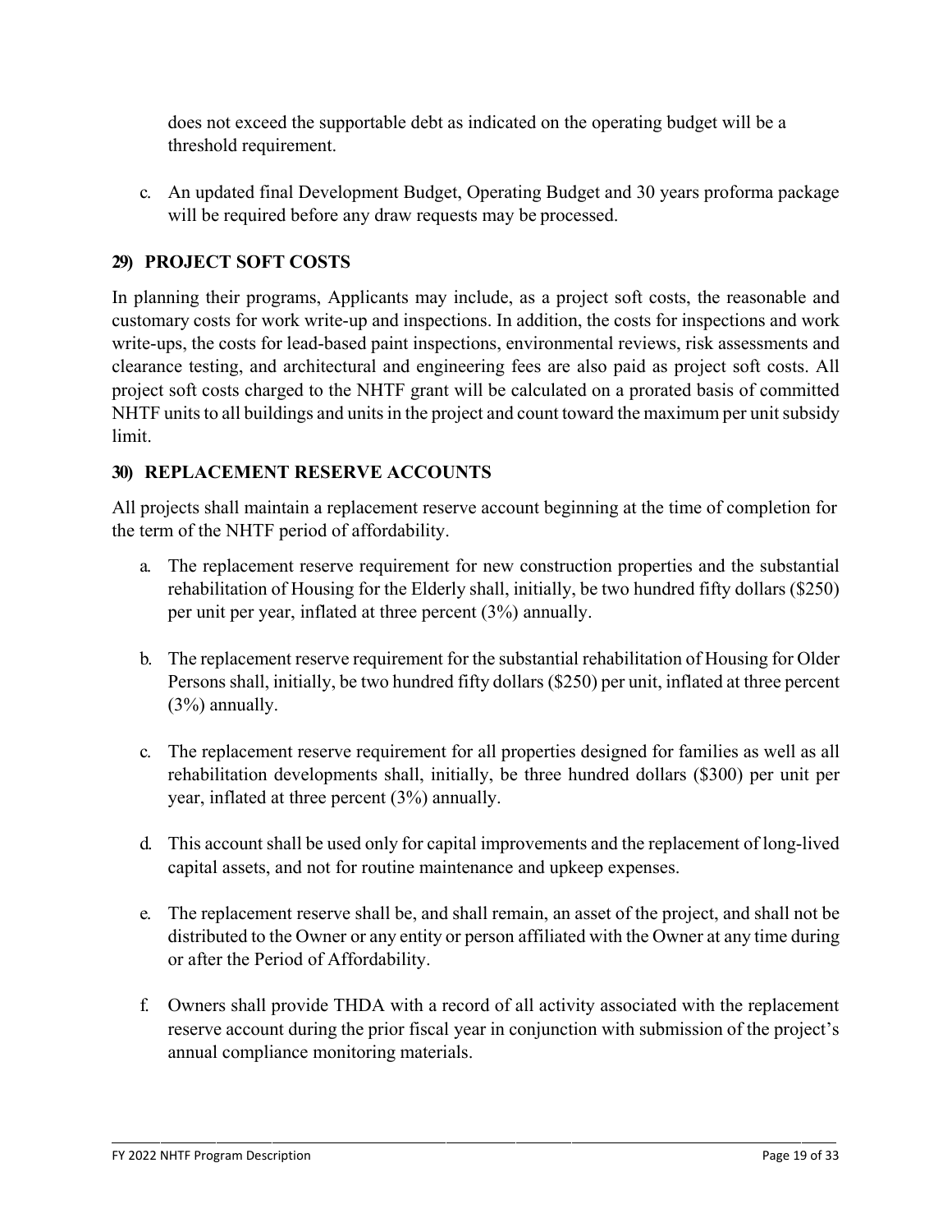does not exceed the supportable debt as indicated on the operating budget will be a threshold requirement.

c. An updated final Development Budget, Operating Budget and 30 years proforma package will be required before any draw requests may be processed.

### 29) PROJECT SOFT COSTS

In planning their programs, Applicants may include, as a project soft costs, the reasonable and customary costs for work write-up and inspections. In addition, the costs for inspections and work write-ups, the costs for lead-based paint inspections, environmental reviews, risk assessments and clearance testing, and architectural and engineering fees are also paid as project soft costs. All project soft costs charged to the NHTF grant will be calculated on a prorated basis of committed NHTF units to all buildings and units in the project and count toward the maximum per unit subsidy limit.

### 30) REPLACEMENT RESERVE ACCOUNTS

All projects shall maintain a replacement reserve account beginning at the time of completion for the term of the NHTF period of affordability.

a. The replacement reserve requirement for new construction properties and the substantial rehabilitation of Housing for the Elderly shall, initially, be two hundred fifty dollars ($250) per unit per year, inflated at three percent (3%) annually.

b. The replacement reserve requirement for the substantial rehabilitation of Housing for Older Persons shall, initially, be two hundred fifty dollars ($250) per unit, inflated at three percent (3%) annually.

c. The replacement reserve requirement for all properties designed for families as well as all rehabilitation developments shall, initially, be three hundred dollars ($300) per unit per year, inflated at three percent (3%) annually.

d. This account shall be used only for capital improvements and the replacement of long-lived capital assets, and not for routine maintenance and upkeep expenses.

e. The replacement reserve shall be, and shall remain, an asset of the project, and shall not be distributed to the Owner or any entity or person affiliated with the Owner at any time during or after the Period of Affordability.

f. Owners shall provide THDA with a record of all activity associated with the replacement reserve account during the prior fiscal year in conjunction with submission of the project's annual compliance monitoring materials.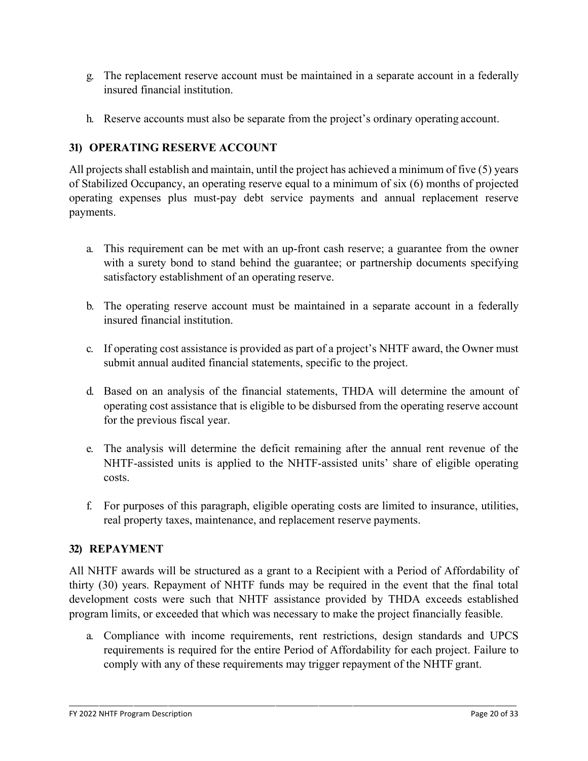g. The replacement reserve account must be maintained in a separate account in a federally insured financial institution.

h. Reserve accounts must also be separate from the project's ordinary operating account.

## 31) OPERATING RESERVE ACCOUNT

All projects shall establish and maintain, until the project has achieved a minimum of five (5) years of Stabilized Occupancy, an operating reserve equal to a minimum of six (6) months of projected operating expenses plus must-pay debt service payments and annual replacement reserve payments.

a. This requirement can be met with an up-front cash reserve; a guarantee from the owner with a surety bond to stand behind the guarantee; or partnership documents specifying satisfactory establishment of an operating reserve.

b. The operating reserve account must be maintained in a separate account in a federally insured financial institution.

c. If operating cost assistance is provided as part of a project's NHTF award, the Owner must submit annual audited financial statements, specific to the project.

d. Based on an analysis of the financial statements, THDA will determine the amount of operating cost assistance that is eligible to be disbursed from the operating reserve account for the previous fiscal year.

e. The analysis will determine the deficit remaining after the annual rent revenue of the NHTF-assisted units is applied to the NHTF-assisted units' share of eligible operating costs.

f. For purposes of this paragraph, eligible operating costs are limited to insurance, utilities, real property taxes, maintenance, and replacement reserve payments.

## 32) REPAYMENT

All NHTF awards will be structured as a grant to a Recipient with a Period of Affordability of thirty (30) years. Repayment of NHTF funds may be required in the event that the final total development costs were such that NHTF assistance provided by THDA exceeds established program limits, or exceeded that which was necessary to make the project financially feasible.

a. Compliance with income requirements, rent restrictions, design standards and UPCS requirements is required for the entire Period of Affordability for each project. Failure to comply with any of these requirements may trigger repayment of the NHTF grant.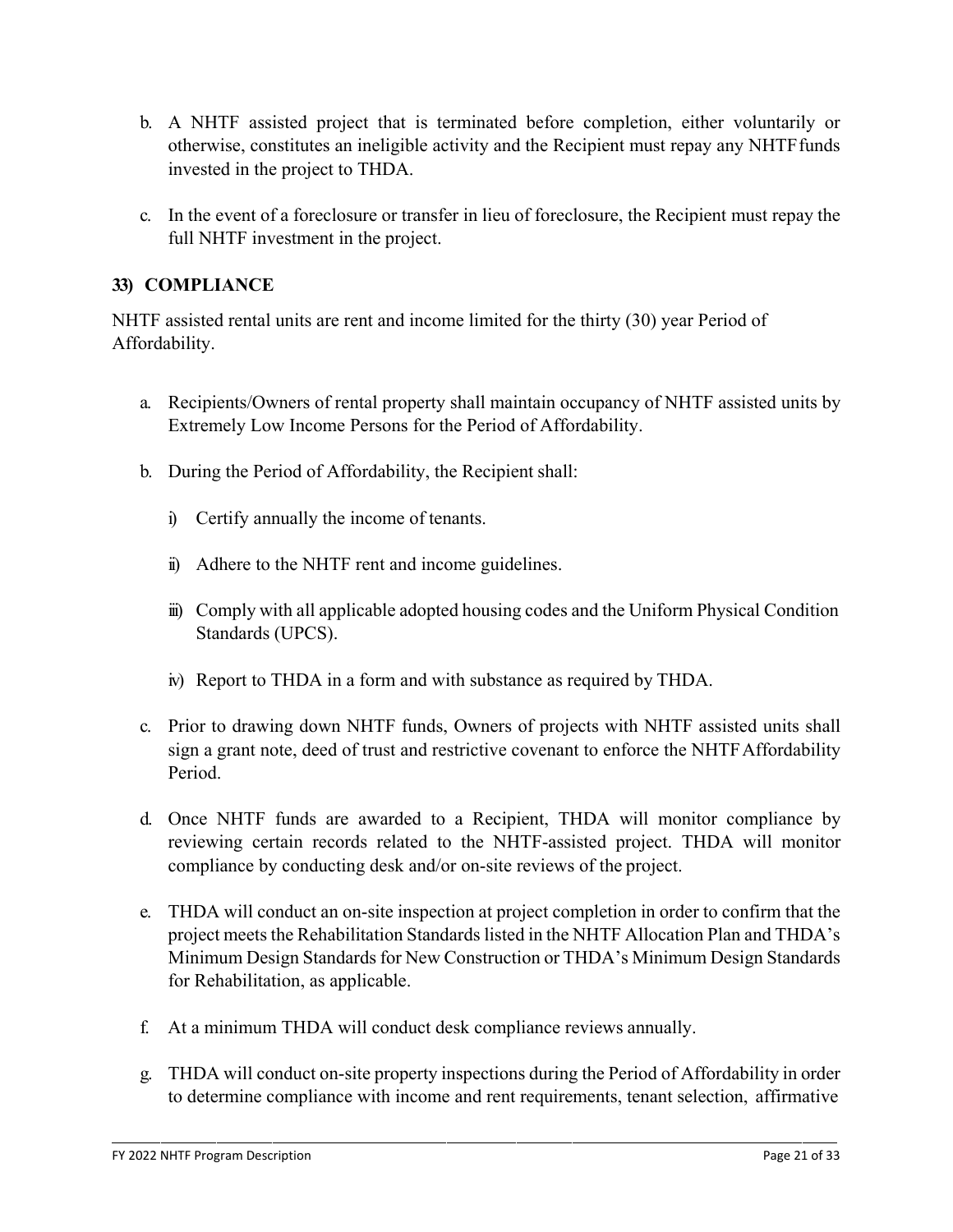b. A NHTF assisted project that is terminated before completion, either voluntarily or otherwise, constitutes an ineligible activity and the Recipient must repay any NHTF funds invested in the project to THDA.

c. In the event of a foreclosure or transfer in lieu of foreclosure, the Recipient must repay the full NHTF investment in the project.

### 33) COMPLIANCE

NHTF assisted rental units are rent and income limited for the thirty (30) year Period of Affordability.

a. Recipients/Owners of rental property shall maintain occupancy of NHTF assisted units by Extremely Low Income Persons for the Period of Affordability.

b. During the Period of Affordability, the Recipient shall:

   i) Certify annually the income of tenants.

   ii) Adhere to the NHTF rent and income guidelines.

   iii) Comply with all applicable adopted housing codes and the Uniform Physical Condition Standards (UPCS).

   iv) Report to THDA in a form and with substance as required by THDA.

c. Prior to drawing down NHTF funds, Owners of projects with NHTF assisted units shall sign a grant note, deed of trust and restrictive covenant to enforce the NHTF Affordability Period.

d. Once NHTF funds are awarded to a Recipient, THDA will monitor compliance by reviewing certain records related to the NHTF-assisted project. THDA will monitor compliance by conducting desk and/or on-site reviews of the project.

e. THDA will conduct an on-site inspection at project completion in order to confirm that the project meets the Rehabilitation Standards listed in the NHTF Allocation Plan and THDA's Minimum Design Standards for New Construction or THDA's Minimum Design Standards for Rehabilitation, as applicable.

f. At a minimum THDA will conduct desk compliance reviews annually.

g. THDA will conduct on-site property inspections during the Period of Affordability in order to determine compliance with income and rent requirements, tenant selection, affirmative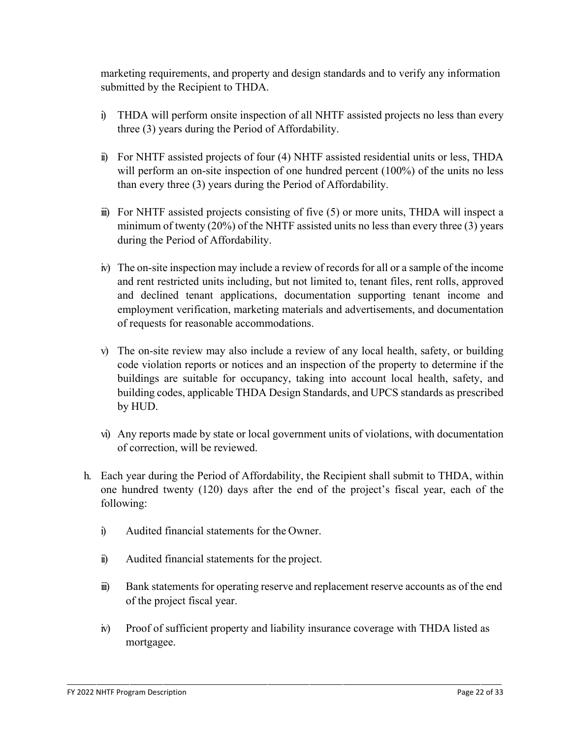marketing requirements, and property and design standards and to verify any information submitted by the Recipient to THDA.

i) THDA will perform onsite inspection of all NHTF assisted projects no less than every three (3) years during the Period of Affordability.

ii) For NHTF assisted projects of four (4) NHTF assisted residential units or less, THDA will perform an on-site inspection of one hundred percent (100%) of the units no less than every three (3) years during the Period of Affordability.

iii) For NHTF assisted projects consisting of five (5) or more units, THDA will inspect a minimum of twenty (20%) of the NHTF assisted units no less than every three (3) years during the Period of Affordability.

iv) The on-site inspection may include a review of records for all or a sample of the income and rent restricted units including, but not limited to, tenant files, rent rolls, approved and declined tenant applications, documentation supporting tenant income and employment verification, marketing materials and advertisements, and documentation of requests for reasonable accommodations.

v) The on-site review may also include a review of any local health, safety, or building code violation reports or notices and an inspection of the property to determine if the buildings are suitable for occupancy, taking into account local health, safety, and building codes, applicable THDA Design Standards, and UPCS standards as prescribed by HUD.

vi) Any reports made by state or local government units of violations, with documentation of correction, will be reviewed.

h. Each year during the Period of Affordability, the Recipient shall submit to THDA, within one hundred twenty (120) days after the end of the project's fiscal year, each of the following:

   i) Audited financial statements for the Owner.

   ii) Audited financial statements for the project.

   iii) Bank statements for operating reserve and replacement reserve accounts as of the end of the project fiscal year.

   iv) Proof of sufficient property and liability insurance coverage with THDA listed as mortgagee.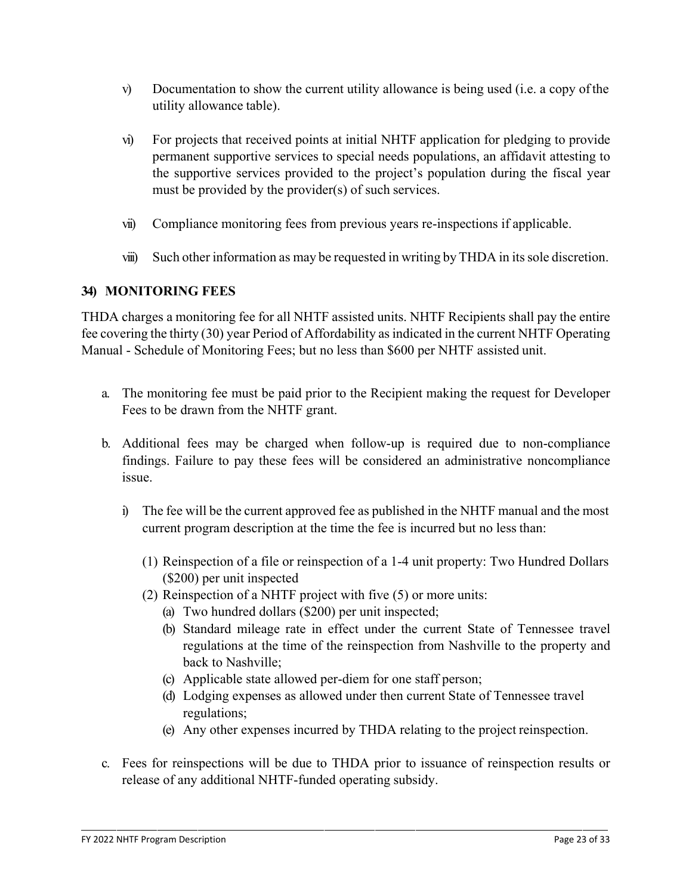v) Documentation to show the current utility allowance is being used (i.e. a copy of the utility allowance table).

vi) For projects that received points at initial NHTF application for pledging to provide permanent supportive services to special needs populations, an affidavit attesting to the supportive services provided to the project's population during the fiscal year must be provided by the provider(s) of such services.

vii) Compliance monitoring fees from previous years re-inspections if applicable.

viii) Such other information as may be requested in writing by THDA in its sole discretion.

### 34) MONITORING FEES

THDA charges a monitoring fee for all NHTF assisted units. NHTF Recipients shall pay the entire fee covering the thirty (30) year Period of Affordability as indicated in the current NHTF Operating Manual - Schedule of Monitoring Fees; but no less than $600 per NHTF assisted unit.

a. The monitoring fee must be paid prior to the Recipient making the request for Developer Fees to be drawn from the NHTF grant.

b. Additional fees may be charged when follow-up is required due to non-compliance findings. Failure to pay these fees will be considered an administrative noncompliance issue.

   i) The fee will be the current approved fee as published in the NHTF manual and the most current program description at the time the fee is incurred but no less than:

      (1) Reinspection of a file or reinspection of a 1-4 unit property: Two Hundred Dollars ($200) per unit inspected
      (2) Reinspection of a NHTF project with five (5) or more units:
         (a) Two hundred dollars ($200) per unit inspected;
         (b) Standard mileage rate in effect under the current State of Tennessee travel regulations at the time of the reinspection from Nashville to the property and back to Nashville;
         (c) Applicable state allowed per-diem for one staff person;
         (d) Lodging expenses as allowed under then current State of Tennessee travel regulations;
         (e) Any other expenses incurred by THDA relating to the project reinspection.

c. Fees for reinspections will be due to THDA prior to issuance of reinspection results or release of any additional NHTF-funded operating subsidy.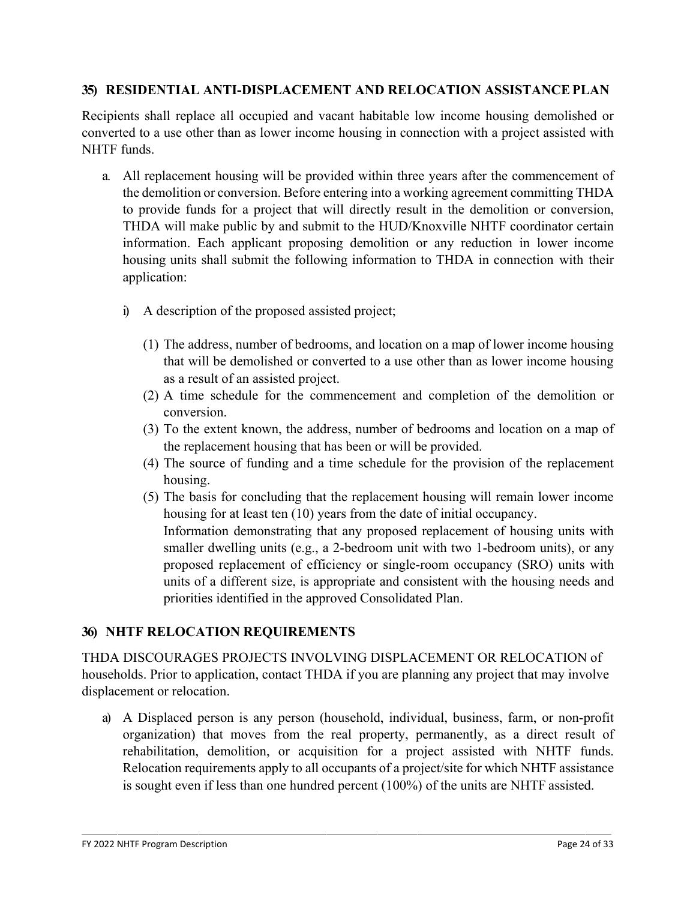### 35) RESIDENTIAL ANTI-DISPLACEMENT AND RELOCATION ASSISTANCE PLAN

Recipients shall replace all occupied and vacant habitable low income housing demolished or converted to a use other than as lower income housing in connection with a project assisted with NHTF funds.

a. All replacement housing will be provided within three years after the commencement of the demolition or conversion. Before entering into a working agreement committing THDA to provide funds for a project that will directly result in the demolition or conversion, THDA will make public by and submit to the HUD/Knoxville NHTF coordinator certain information. Each applicant proposing demolition or any reduction in lower income housing units shall submit the following information to THDA in connection with their application:

   i) A description of the proposed assisted project;

      (1) The address, number of bedrooms, and location on a map of lower income housing that will be demolished or converted to a use other than as lower income housing as a result of an assisted project.
      (2) A time schedule for the commencement and completion of the demolition or conversion.
      (3) To the extent known, the address, number of bedrooms and location on a map of the replacement housing that has been or will be provided.
      (4) The source of funding and a time schedule for the provision of the replacement housing.
      (5) The basis for concluding that the replacement housing will remain lower income housing for at least ten (10) years from the date of initial occupancy.
      Information demonstrating that any proposed replacement of housing units with smaller dwelling units (e.g., a 2-bedroom unit with two 1-bedroom units), or any proposed replacement of efficiency or single-room occupancy (SRO) units with units of a different size, is appropriate and consistent with the housing needs and priorities identified in the approved Consolidated Plan.

### 36) NHTF RELOCATION REQUIREMENTS

THDA DISCOURAGES PROJECTS INVOLVING DISPLACEMENT OR RELOCATION of households. Prior to application, contact THDA if you are planning any project that may involve displacement or relocation.

a) A Displaced person is any person (household, individual, business, farm, or non-profit organization) that moves from the real property, permanently, as a direct result of rehabilitation, demolition, or acquisition for a project assisted with NHTF funds. Relocation requirements apply to all occupants of a project/site for which NHTF assistance is sought even if less than one hundred percent (100%) of the units are NHTF assisted.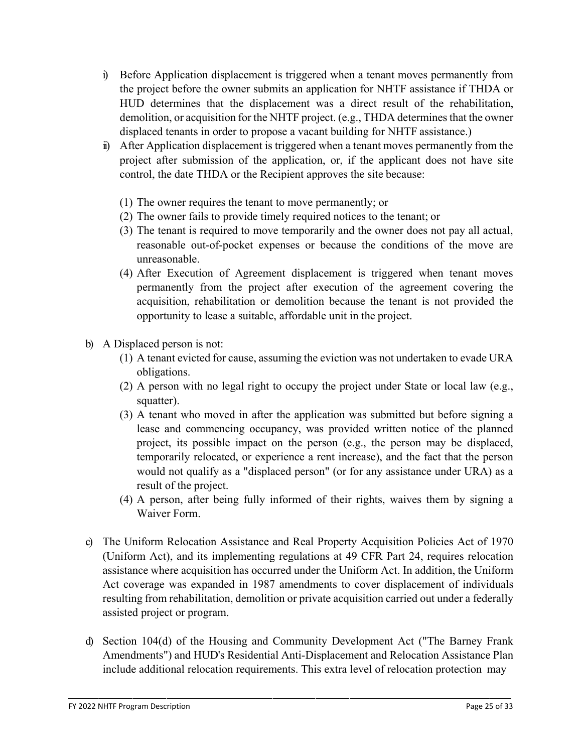- i) Before Application displacement is triggered when a tenant moves permanently from the project before the owner submits an application for NHTF assistance if THDA or HUD determines that the displacement was a direct result of the rehabilitation, demolition, or acquisition for the NHTF project. (e.g., THDA determines that the owner displaced tenants in order to propose a vacant building for NHTF assistance.)
- ii) After Application displacement is triggered when a tenant moves permanently from the project after submission of the application, or, if the applicant does not have site control, the date THDA or the Recipient approves the site because:

  (1) The owner requires the tenant to move permanently; or
  (2) The owner fails to provide timely required notices to the tenant; or
  (3) The tenant is required to move temporarily and the owner does not pay all actual, reasonable out-of-pocket expenses or because the conditions of the move are unreasonable.
  (4) After Execution of Agreement displacement is triggered when tenant moves permanently from the project after execution of the agreement covering the acquisition, rehabilitation or demolition because the tenant is not provided the opportunity to lease a suitable, affordable unit in the project.

b) A Displaced person is not:

  (1) A tenant evicted for cause, assuming the eviction was not undertaken to evade URA obligations.
  (2) A person with no legal right to occupy the project under State or local law (e.g., squatter).
  (3) A tenant who moved in after the application was submitted but before signing a lease and commencing occupancy, was provided written notice of the planned project, its possible impact on the person (e.g., the person may be displaced, temporarily relocated, or experience a rent increase), and the fact that the person would not qualify as a "displaced person" (or for any assistance under URA) as a result of the project.
  (4) A person, after being fully informed of their rights, waives them by signing a Waiver Form.

c) The Uniform Relocation Assistance and Real Property Acquisition Policies Act of 1970 (Uniform Act), and its implementing regulations at 49 CFR Part 24, requires relocation assistance where acquisition has occurred under the Uniform Act. In addition, the Uniform Act coverage was expanded in 1987 amendments to cover displacement of individuals resulting from rehabilitation, demolition or private acquisition carried out under a federally assisted project or program.

d) Section 104(d) of the Housing and Community Development Act ("The Barney Frank Amendments") and HUD's Residential Anti-Displacement and Relocation Assistance Plan include additional relocation requirements. This extra level of relocation protection may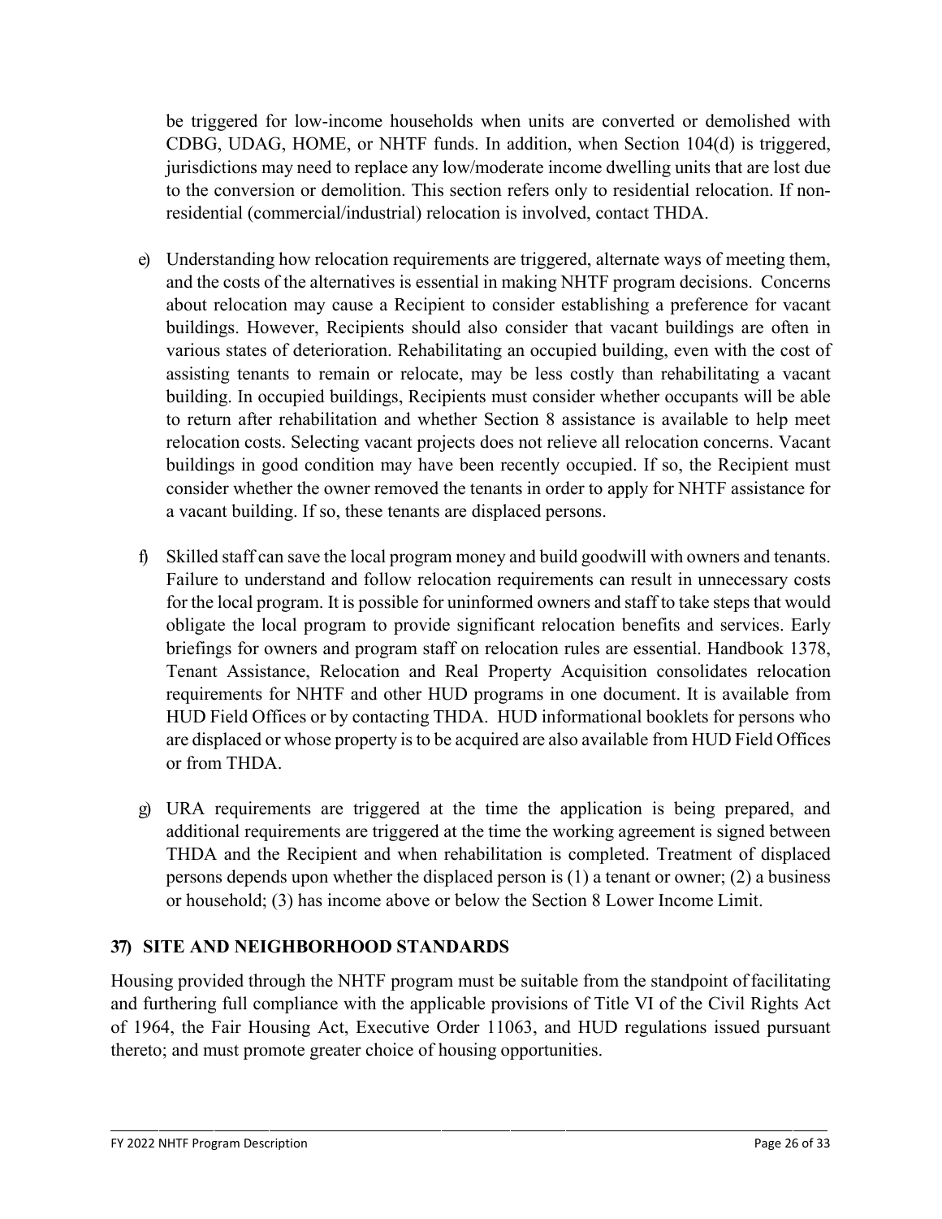be triggered for low-income households when units are converted or demolished with CDBG, UDAG, HOME, or NHTF funds. In addition, when Section 104(d) is triggered, jurisdictions may need to replace any low/moderate income dwelling units that are lost due to the conversion or demolition. This section refers only to residential relocation. If non-residential (commercial/industrial) relocation is involved, contact THDA.

e) Understanding how relocation requirements are triggered, alternate ways of meeting them, and the costs of the alternatives is essential in making NHTF program decisions. Concerns about relocation may cause a Recipient to consider establishing a preference for vacant buildings. However, Recipients should also consider that vacant buildings are often in various states of deterioration. Rehabilitating an occupied building, even with the cost of assisting tenants to remain or relocate, may be less costly than rehabilitating a vacant building. In occupied buildings, Recipients must consider whether occupants will be able to return after rehabilitation and whether Section 8 assistance is available to help meet relocation costs. Selecting vacant projects does not relieve all relocation concerns. Vacant buildings in good condition may have been recently occupied. If so, the Recipient must consider whether the owner removed the tenants in order to apply for NHTF assistance for a vacant building. If so, these tenants are displaced persons.

f) Skilled staff can save the local program money and build goodwill with owners and tenants. Failure to understand and follow relocation requirements can result in unnecessary costs for the local program. It is possible for uninformed owners and staff to take steps that would obligate the local program to provide significant relocation benefits and services. Early briefings for owners and program staff on relocation rules are essential. Handbook 1378, Tenant Assistance, Relocation and Real Property Acquisition consolidates relocation requirements for NHTF and other HUD programs in one document. It is available from HUD Field Offices or by contacting THDA. HUD informational booklets for persons who are displaced or whose property is to be acquired are also available from HUD Field Offices or from THDA.

g) URA requirements are triggered at the time the application is being prepared, and additional requirements are triggered at the time the working agreement is signed between THDA and the Recipient and when rehabilitation is completed. Treatment of displaced persons depends upon whether the displaced person is (1) a tenant or owner; (2) a business or household; (3) has income above or below the Section 8 Lower Income Limit.

## 37) SITE AND NEIGHBORHOOD STANDARDS

Housing provided through the NHTF program must be suitable from the standpoint of facilitating and furthering full compliance with the applicable provisions of Title VI of the Civil Rights Act of 1964, the Fair Housing Act, Executive Order 11063, and HUD regulations issued pursuant thereto; and must promote greater choice of housing opportunities.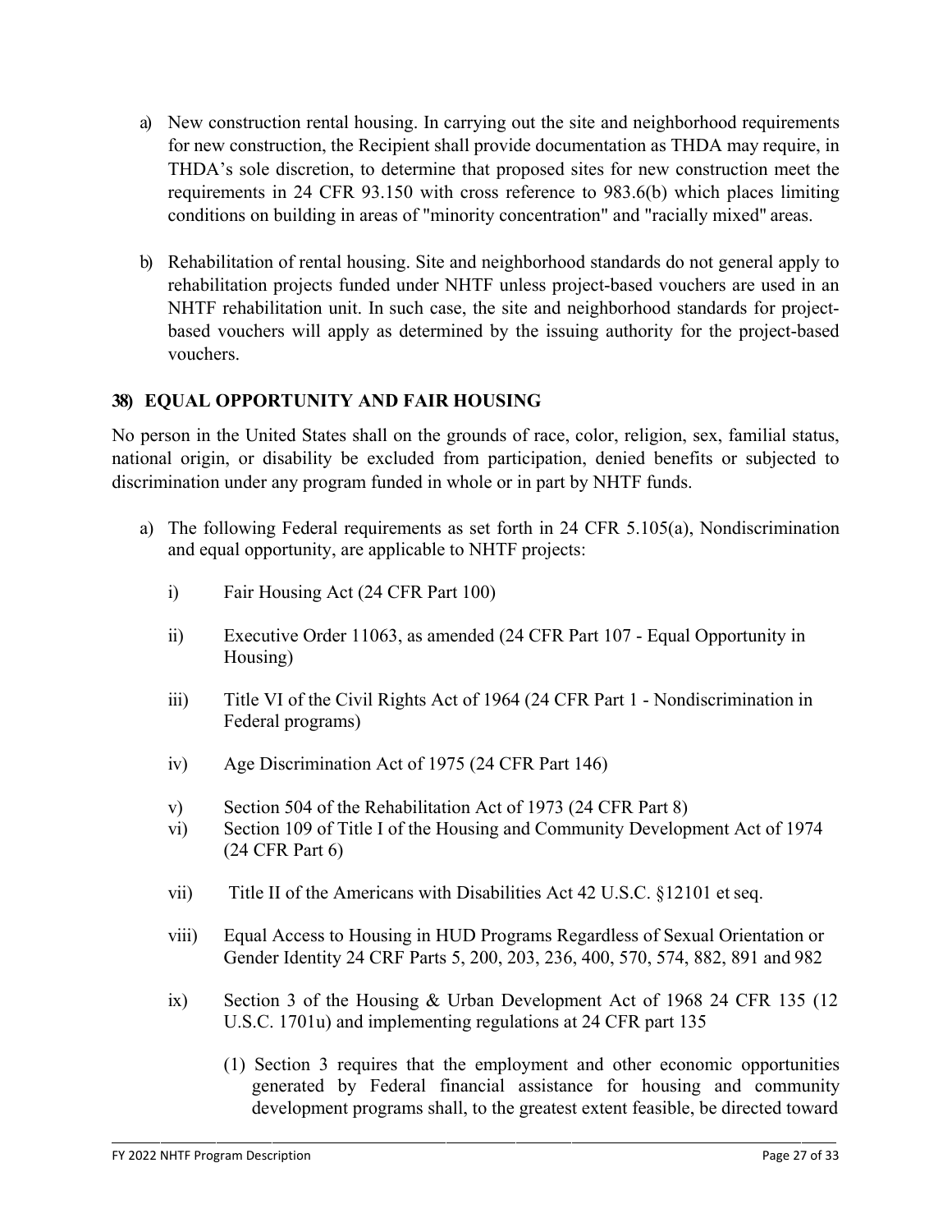a) New construction rental housing. In carrying out the site and neighborhood requirements for new construction, the Recipient shall provide documentation as THDA may require, in THDA's sole discretion, to determine that proposed sites for new construction meet the requirements in 24 CFR 93.150 with cross reference to 983.6(b) which places limiting conditions on building in areas of "minority concentration" and "racially mixed" areas.

b) Rehabilitation of rental housing. Site and neighborhood standards do not general apply to rehabilitation projects funded under NHTF unless project-based vouchers are used in an NHTF rehabilitation unit. In such case, the site and neighborhood standards for project-based vouchers will apply as determined by the issuing authority for the project-based vouchers.

### 38) EQUAL OPPORTUNITY AND FAIR HOUSING

No person in the United States shall on the grounds of race, color, religion, sex, familial status, national origin, or disability be excluded from participation, denied benefits or subjected to discrimination under any program funded in whole or in part by NHTF funds.

a) The following Federal requirements as set forth in 24 CFR 5.105(a), Nondiscrimination and equal opportunity, are applicable to NHTF projects:

   i) Fair Housing Act (24 CFR Part 100)

   ii) Executive Order 11063, as amended (24 CFR Part 107 - Equal Opportunity in Housing)

   iii) Title VI of the Civil Rights Act of 1964 (24 CFR Part 1 - Nondiscrimination in Federal programs)

   iv) Age Discrimination Act of 1975 (24 CFR Part 146)

   v) Section 504 of the Rehabilitation Act of 1973 (24 CFR Part 8)

   vi) Section 109 of Title I of the Housing and Community Development Act of 1974 (24 CFR Part 6)

   vii) Title II of the Americans with Disabilities Act 42 U.S.C. §12101 et seq.

   viii) Equal Access to Housing in HUD Programs Regardless of Sexual Orientation or Gender Identity 24 CRF Parts 5, 200, 203, 236, 400, 570, 574, 882, 891 and 982

   ix) Section 3 of the Housing & Urban Development Act of 1968 24 CFR 135 (12 U.S.C. 1701u) and implementing regulations at 24 CFR part 135

      (1) Section 3 requires that the employment and other economic opportunities generated by Federal financial assistance for housing and community development programs shall, to the greatest extent feasible, be directed toward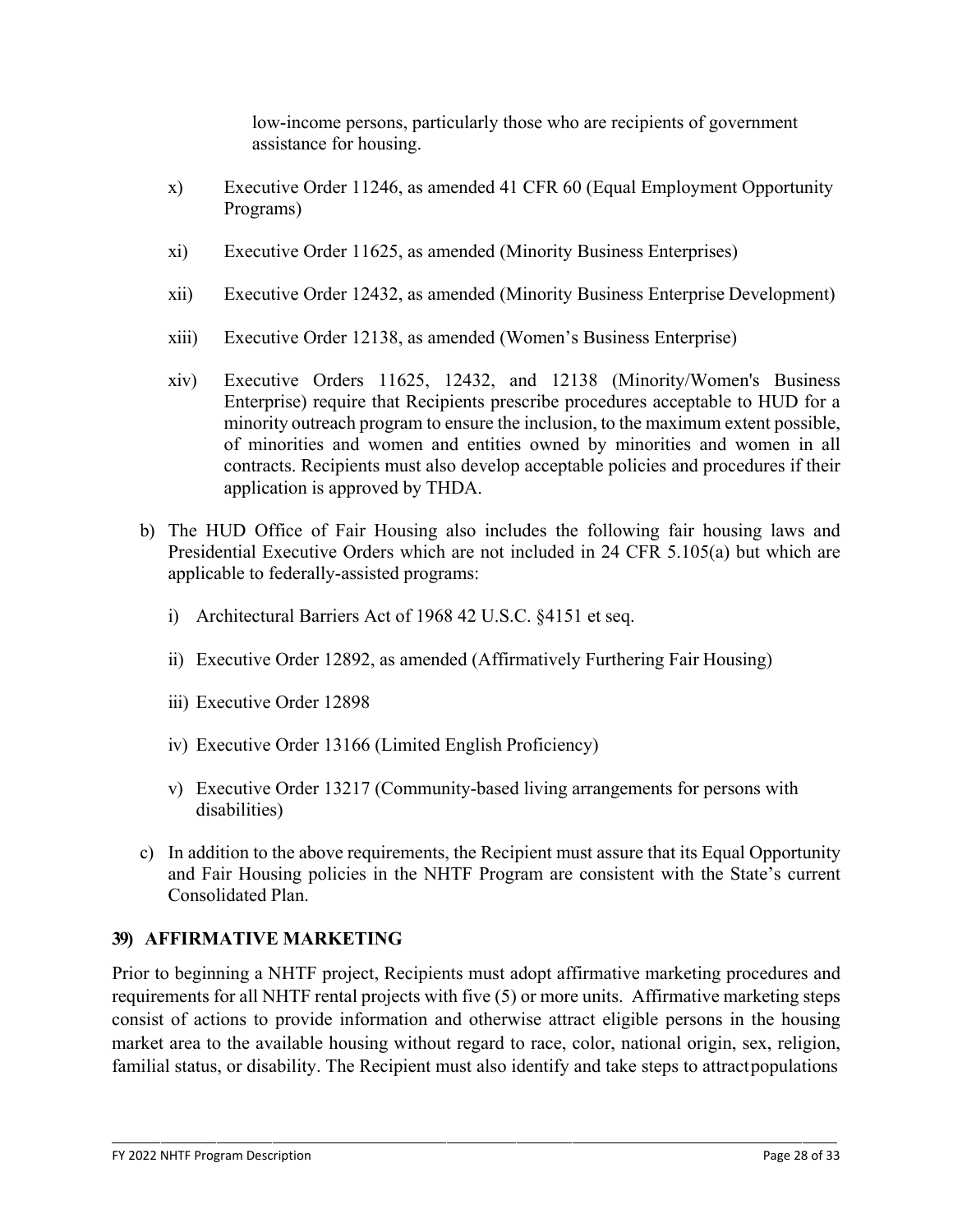low-income persons, particularly those who are recipients of government assistance for housing.

x) Executive Order 11246, as amended 41 CFR 60 (Equal Employment Opportunity Programs)

xi) Executive Order 11625, as amended (Minority Business Enterprises)

xii) Executive Order 12432, as amended (Minority Business Enterprise Development)

xiii) Executive Order 12138, as amended (Women's Business Enterprise)

xiv) Executive Orders 11625, 12432, and 12138 (Minority/Women's Business Enterprise) require that Recipients prescribe procedures acceptable to HUD for a minority outreach program to ensure the inclusion, to the maximum extent possible, of minorities and women and entities owned by minorities and women in all contracts. Recipients must also develop acceptable policies and procedures if their application is approved by THDA.

b) The HUD Office of Fair Housing also includes the following fair housing laws and Presidential Executive Orders which are not included in 24 CFR 5.105(a) but which are applicable to federally-assisted programs:

   i) Architectural Barriers Act of 1968 42 U.S.C. §4151 et seq.

   ii) Executive Order 12892, as amended (Affirmatively Furthering Fair Housing)

   iii) Executive Order 12898

   iv) Executive Order 13166 (Limited English Proficiency)

   v) Executive Order 13217 (Community-based living arrangements for persons with disabilities)

c) In addition to the above requirements, the Recipient must assure that its Equal Opportunity and Fair Housing policies in the NHTF Program are consistent with the State's current Consolidated Plan.

**39) AFFIRMATIVE MARKETING**

Prior to beginning a NHTF project, Recipients must adopt affirmative marketing procedures and requirements for all NHTF rental projects with five (5) or more units. Affirmative marketing steps consist of actions to provide information and otherwise attract eligible persons in the housing market area to the available housing without regard to race, color, national origin, sex, religion, familial status, or disability. The Recipient must also identify and take steps to attract populations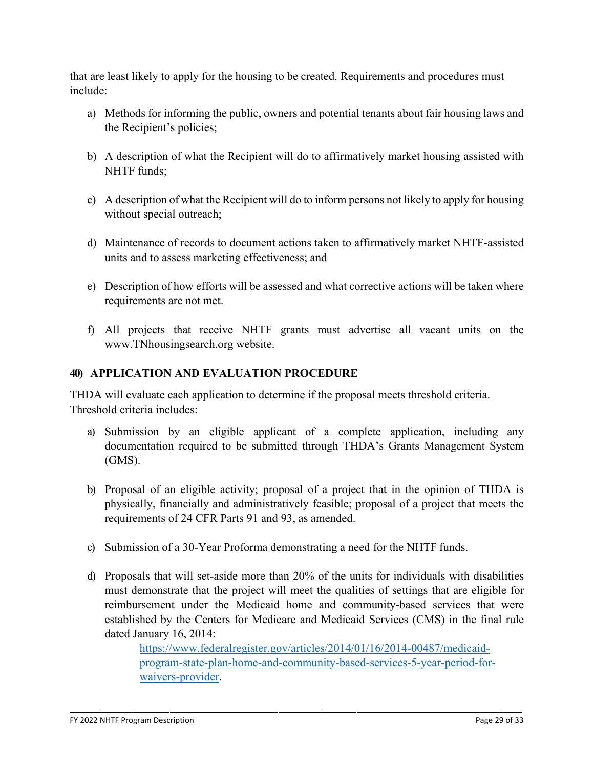that are least likely to apply for the housing to be created. Requirements and procedures must include:

a) Methods for informing the public, owners and potential tenants about fair housing laws and the Recipient's policies;

b) A description of what the Recipient will do to affirmatively market housing assisted with NHTF funds;

c) A description of what the Recipient will do to inform persons not likely to apply for housing without special outreach;

d) Maintenance of records to document actions taken to affirmatively market NHTF-assisted units and to assess marketing effectiveness; and

e) Description of how efforts will be assessed and what corrective actions will be taken where requirements are not met.

f) All projects that receive NHTF grants must advertise all vacant units on the www.TNhousingsearch.org website.

## 40) APPLICATION AND EVALUATION PROCEDURE

THDA will evaluate each application to determine if the proposal meets threshold criteria. Threshold criteria includes:

a) Submission by an eligible applicant of a complete application, including any documentation required to be submitted through THDA's Grants Management System (GMS).

b) Proposal of an eligible activity; proposal of a project that in the opinion of THDA is physically, financially and administratively feasible; proposal of a project that meets the requirements of 24 CFR Parts 91 and 93, as amended.

c) Submission of a 30-Year Proforma demonstrating a need for the NHTF funds.

d) Proposals that will set-aside more than 20% of the units for individuals with disabilities must demonstrate that the project will meet the qualities of settings that are eligible for reimbursement under the Medicaid home and community-based services that were established by the Centers for Medicare and Medicaid Services (CMS) in the final rule dated January 16, 2014:
[https://www.federalregister.gov/articles/2014/01/16/2014-00487/medicaid-program-state-plan-home-and-community-based-services-5-year-period-for-waivers-provider](https://www.federalregister.gov/articles/2014/01/16/2014-00487/medicaid-program-state-plan-home-and-community-based-services-5-year-period-for-waivers-provider).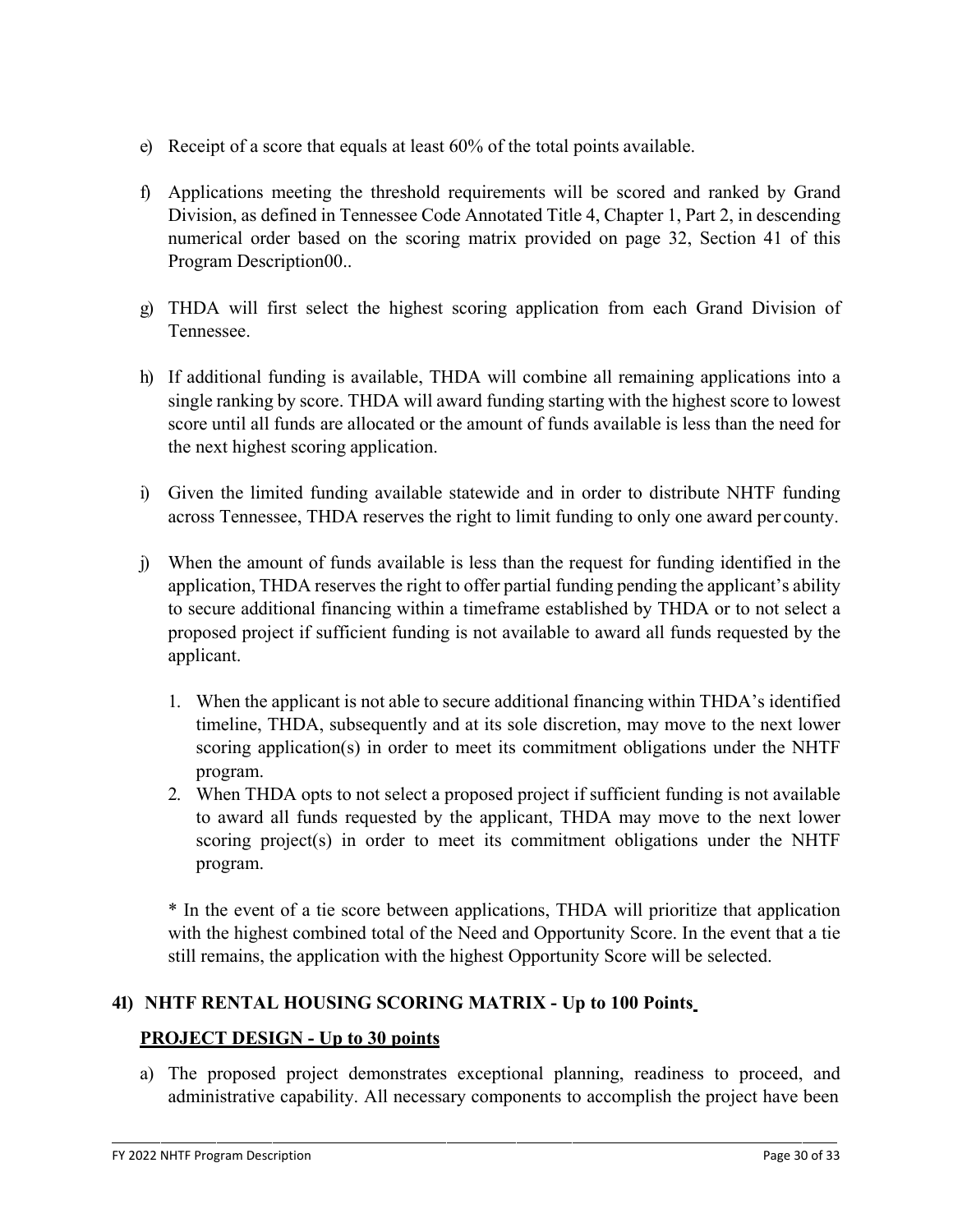e) Receipt of a score that equals at least 60% of the total points available.

f) Applications meeting the threshold requirements will be scored and ranked by Grand Division, as defined in Tennessee Code Annotated Title 4, Chapter 1, Part 2, in descending numerical order based on the scoring matrix provided on page 32, Section 41 of this Program Description00..

g) THDA will first select the highest scoring application from each Grand Division of Tennessee.

h) If additional funding is available, THDA will combine all remaining applications into a single ranking by score. THDA will award funding starting with the highest score to lowest score until all funds are allocated or the amount of funds available is less than the need for the next highest scoring application.

i) Given the limited funding available statewide and in order to distribute NHTF funding across Tennessee, THDA reserves the right to limit funding to only one award per county.

j) When the amount of funds available is less than the request for funding identified in the application, THDA reserves the right to offer partial funding pending the applicant's ability to secure additional financing within a timeframe established by THDA or to not select a proposed project if sufficient funding is not available to award all funds requested by the applicant.

   1. When the applicant is not able to secure additional financing within THDA's identified timeline, THDA, subsequently and at its sole discretion, may move to the next lower scoring application(s) in order to meet its commitment obligations under the NHTF program.
   2. When THDA opts to not select a proposed project if sufficient funding is not available to award all funds requested by the applicant, THDA may move to the next lower scoring project(s) in order to meet its commitment obligations under the NHTF program.

   * In the event of a tie score between applications, THDA will prioritize that application with the highest combined total of the Need and Opportunity Score. In the event that a tie still remains, the application with the highest Opportunity Score will be selected.

## 41) NHTF RENTAL HOUSING SCORING MATRIX - Up to 100 Points

### PROJECT DESIGN - Up to 30 points

a) The proposed project demonstrates exceptional planning, readiness to proceed, and administrative capability. All necessary components to accomplish the project have been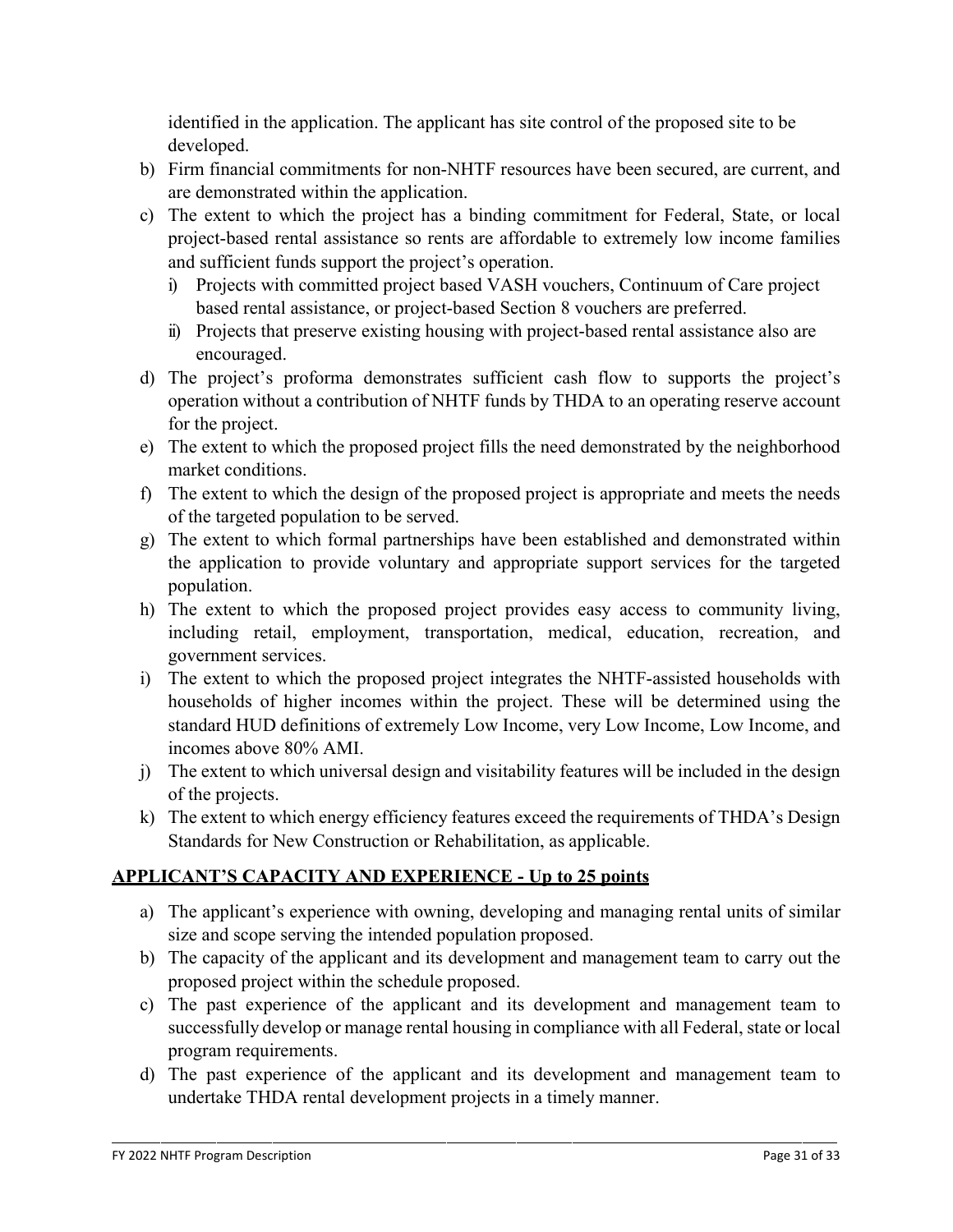identified in the application. The applicant has site control of the proposed site to be developed.

b) Firm financial commitments for non-NHTF resources have been secured, are current, and are demonstrated within the application.
c) The extent to which the project has a binding commitment for Federal, State, or local project-based rental assistance so rents are affordable to extremely low income families and sufficient funds support the project's operation.
    i) Projects with committed project based VASH vouchers, Continuum of Care project based rental assistance, or project-based Section 8 vouchers are preferred.
    ii) Projects that preserve existing housing with project-based rental assistance also are encouraged.
d) The project's proforma demonstrates sufficient cash flow to supports the project's operation without a contribution of NHTF funds by THDA to an operating reserve account for the project.
e) The extent to which the proposed project fills the need demonstrated by the neighborhood market conditions.
f) The extent to which the design of the proposed project is appropriate and meets the needs of the targeted population to be served.
g) The extent to which formal partnerships have been established and demonstrated within the application to provide voluntary and appropriate support services for the targeted population.
h) The extent to which the proposed project provides easy access to community living, including retail, employment, transportation, medical, education, recreation, and government services.
i) The extent to which the proposed project integrates the NHTF-assisted households with households of higher incomes within the project. These will be determined using the standard HUD definitions of extremely Low Income, very Low Income, Low Income, and incomes above 80% AMI.
j) The extent to which universal design and visitability features will be included in the design of the projects.
k) The extent to which energy efficiency features exceed the requirements of THDA's Design Standards for New Construction or Rehabilitation, as applicable.

**APPLICANT'S CAPACITY AND EXPERIENCE - Up to 25 points**

a) The applicant's experience with owning, developing and managing rental units of similar size and scope serving the intended population proposed.
b) The capacity of the applicant and its development and management team to carry out the proposed project within the schedule proposed.
c) The past experience of the applicant and its development and management team to successfully develop or manage rental housing in compliance with all Federal, state or local program requirements.
d) The past experience of the applicant and its development and management team to undertake THDA rental development projects in a timely manner.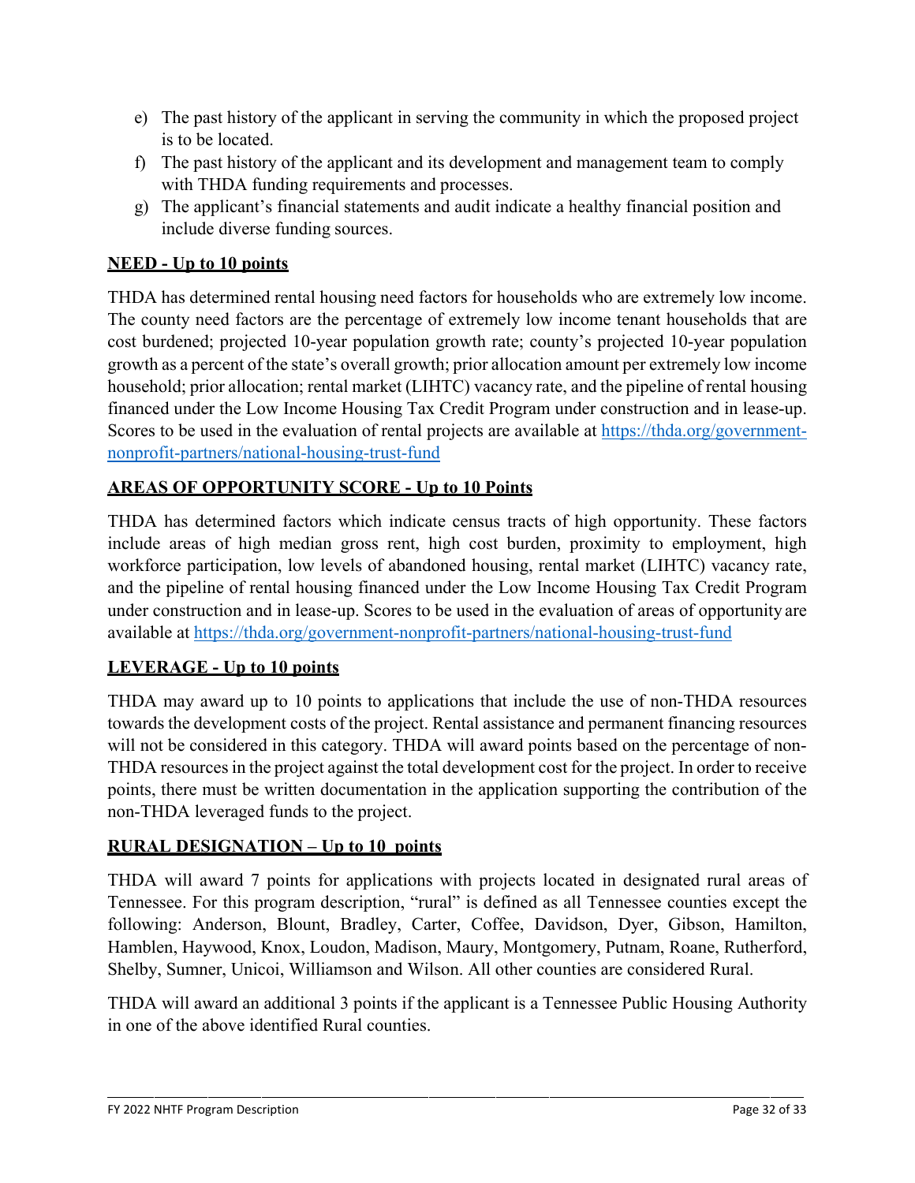e) The past history of the applicant in serving the community in which the proposed project is to be located.
f) The past history of the applicant and its development and management team to comply with THDA funding requirements and processes.
g) The applicant's financial statements and audit indicate a healthy financial position and include diverse funding sources.

**NEED - Up to 10 points**

THDA has determined rental housing need factors for households who are extremely low income. The county need factors are the percentage of extremely low income tenant households that are cost burdened; projected 10-year population growth rate; county's projected 10-year population growth as a percent of the state's overall growth; prior allocation amount per extremely low income household; prior allocation; rental market (LIHTC) vacancy rate, and the pipeline of rental housing financed under the Low Income Housing Tax Credit Program under construction and in lease-up. Scores to be used in the evaluation of rental projects are available at [https://thda.org/government-nonprofit-partners/national-housing-trust-fund](https://thda.org/government-nonprofit-partners/national-housing-trust-fund)

**AREAS OF OPPORTUNITY SCORE - Up to 10 Points**

THDA has determined factors which indicate census tracts of high opportunity. These factors include areas of high median gross rent, high cost burden, proximity to employment, high workforce participation, low levels of abandoned housing, rental market (LIHTC) vacancy rate, and the pipeline of rental housing financed under the Low Income Housing Tax Credit Program under construction and in lease-up. Scores to be used in the evaluation of areas of opportunity are available at [https://thda.org/government-nonprofit-partners/national-housing-trust-fund](https://thda.org/government-nonprofit-partners/national-housing-trust-fund)

**LEVERAGE - Up to 10 points**

THDA may award up to 10 points to applications that include the use of non-THDA resources towards the development costs of the project. Rental assistance and permanent financing resources will not be considered in this category. THDA will award points based on the percentage of non-THDA resources in the project against the total development cost for the project. In order to receive points, there must be written documentation in the application supporting the contribution of the non-THDA leveraged funds to the project.

**RURAL DESIGNATION – Up to 10 points**

THDA will award 7 points for applications with projects located in designated rural areas of Tennessee. For this program description, "rural" is defined as all Tennessee counties except the following: Anderson, Blount, Bradley, Carter, Coffee, Davidson, Dyer, Gibson, Hamilton, Hamblen, Haywood, Knox, Loudon, Madison, Maury, Montgomery, Putnam, Roane, Rutherford, Shelby, Sumner, Unicoi, Williamson and Wilson. All other counties are considered Rural.

THDA will award an additional 3 points if the applicant is a Tennessee Public Housing Authority in one of the above identified Rural counties.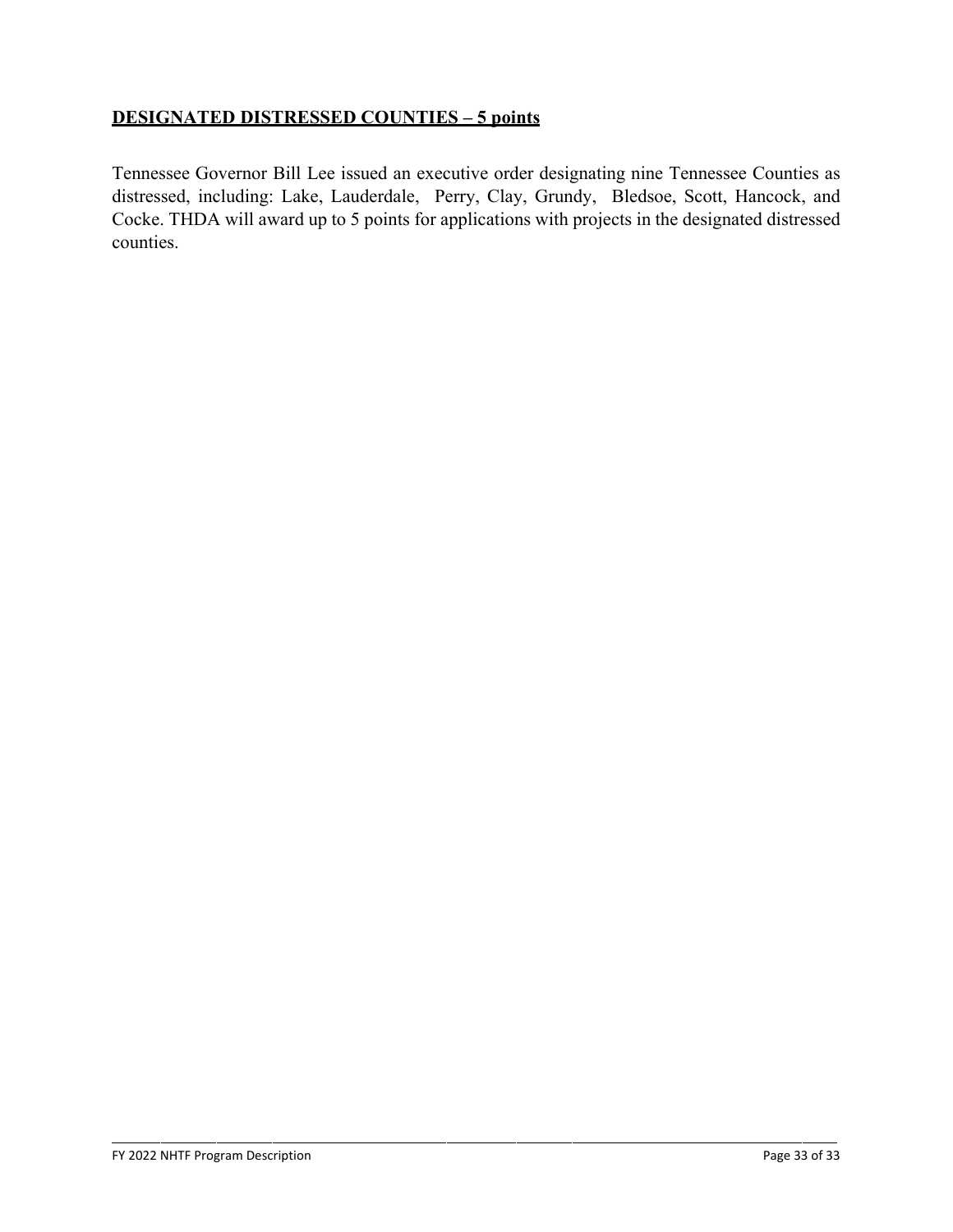**DESIGNATED DISTRESSED COUNTIES – 5 points**

Tennessee Governor Bill Lee issued an executive order designating nine Tennessee Counties as distressed, including: Lake, Lauderdale, Perry, Clay, Grundy, Bledsoe, Scott, Hancock, and Cocke. THDA will award up to 5 points for applications with projects in the designated distressed counties.